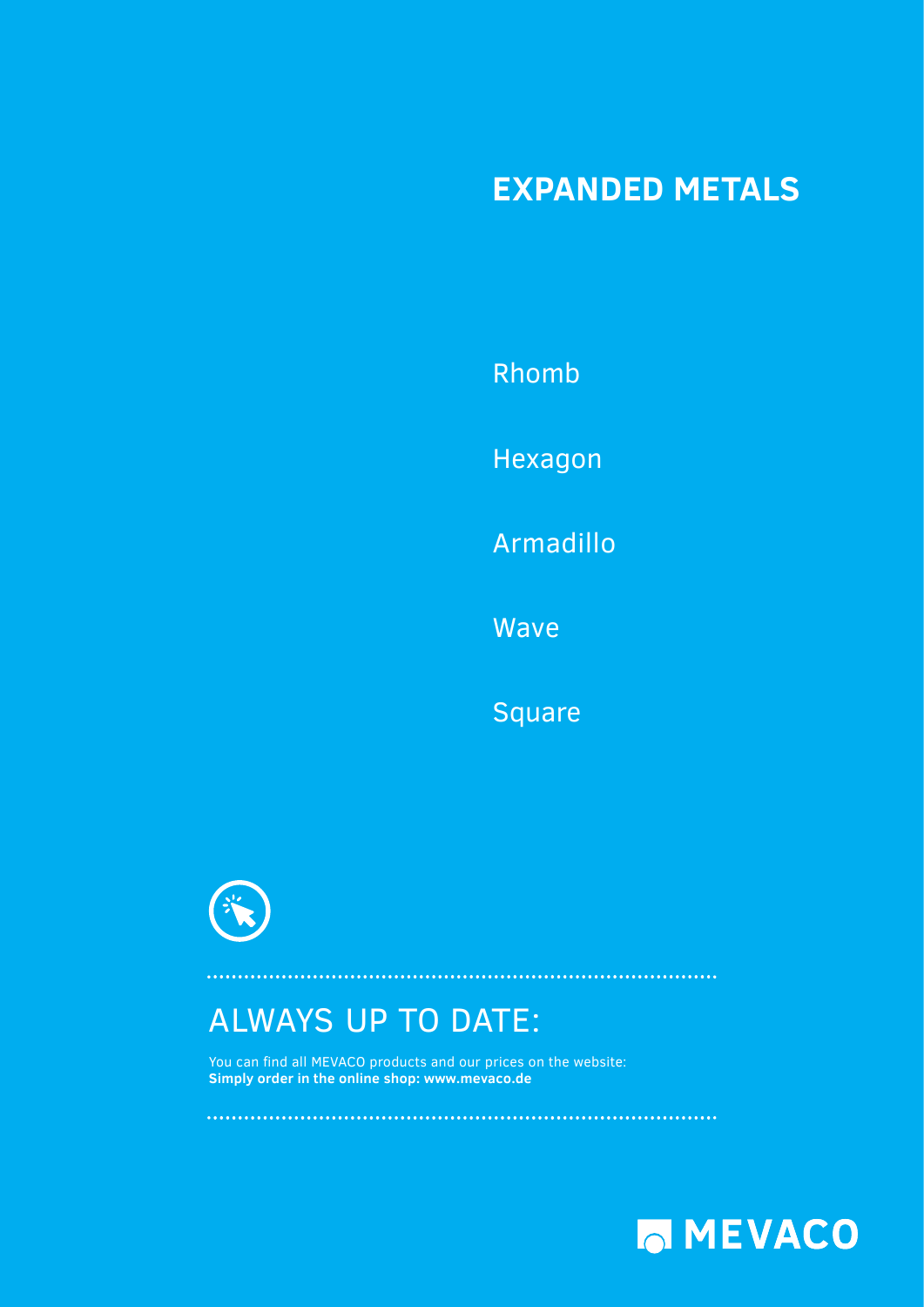# EXPANDED METALS

Rhomb

Hexagon

Armadillo

Wave

Square

## ALWAYS UP TO DATE:

You can find all MEVACO products and our prices on the website:
**Simply order in the online shop: www.mevaco.de**

MEVACO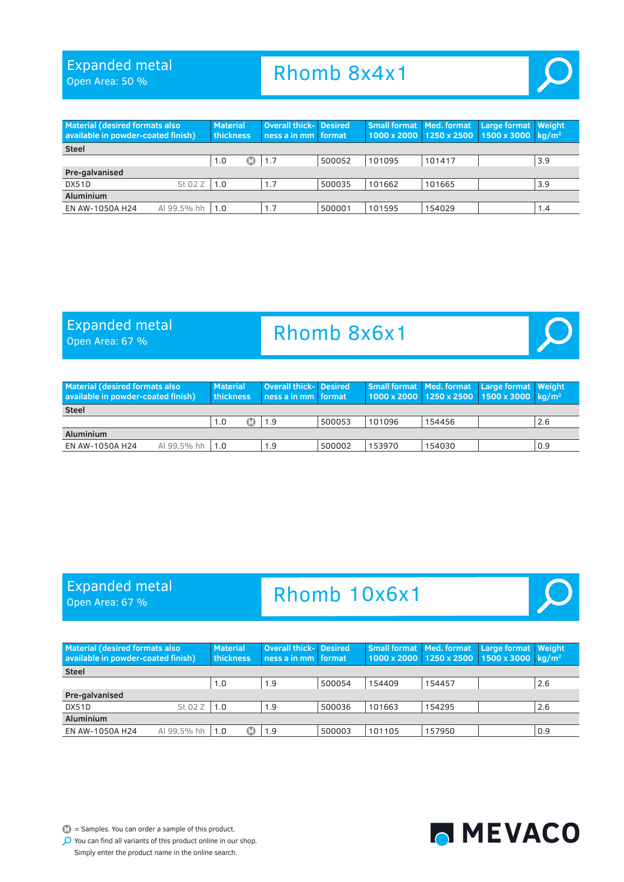## Expanded metal

Open Area: 50 %

# Rhomb 8x4x1

| Material (desired formats also available in powder-coated finish) | | Material thickness | | Overall thickness in mm | Desired format | Small format 1000 x 2000 | Med. format 1250 x 2500 | Large format 1500 x 3000 | Weight kg/m² |
|---|---|---|---|---|---|---|---|---|---|
| **Steel** | | | | | | | | | |
| | | 1.0 | Ⓜ | 1.7 | 500052 | 101095 | 101417 | | 3.9 |
| **Pre-galvanised** | | | | | | | | | |
| DX51D | St 02 Z | 1.0 | | 1.7 | 500035 | 101662 | 101665 | | 3.9 |
| **Aluminium** | | | | | | | | | |
| EN AW-1050A H24 | Al 99,5% hh | 1.0 | | 1.7 | 500001 | 101595 | 154029 | | 1.4 |

## Expanded metal

Open Area: 67 %

# Rhomb 8x6x1

| Material (desired formats also available in powder-coated finish) | | Material thickness | | Overall thickness in mm | Desired format | Small format 1000 x 2000 | Med. format 1250 x 2500 | Large format 1500 x 3000 | Weight kg/m² |
|---|---|---|---|---|---|---|---|---|---|
| **Steel** | | | | | | | | | |
| | | 1.0 | Ⓜ | 1.9 | 500053 | 101096 | 154456 | | 2.6 |
| **Aluminium** | | | | | | | | | |
| EN AW-1050A H24 | Al 99,5% hh | 1.0 | | 1.9 | 500002 | 153970 | 154030 | | 0.9 |

## Expanded metal

Open Area: 67 %

# Rhomb 10x6x1

| Material (desired formats also available in powder-coated finish) | | Material thickness | | Overall thickness in mm | Desired format | Small format 1000 x 2000 | Med. format 1250 x 2500 | Large format 1500 x 3000 | Weight kg/m² |
|---|---|---|---|---|---|---|---|---|---|
| **Steel** | | | | | | | | | |
| | | 1.0 | | 1.9 | 500054 | 154409 | 154457 | | 2.6 |
| **Pre-galvanised** | | | | | | | | | |
| DX51D | St 02 Z | 1.0 | | 1.9 | 500036 | 101663 | 154295 | | 2.6 |
| **Aluminium** | | | | | | | | | |
| EN AW-1050A H24 | Al 99,5% hh | 1.0 | Ⓜ | 1.9 | 500003 | 101105 | 157950 | | 0.9 |

Ⓜ = Samples. You can order a sample of this product.

You can find all variants of this product online in our shop. Simply enter the product name in the online search.

MEVACO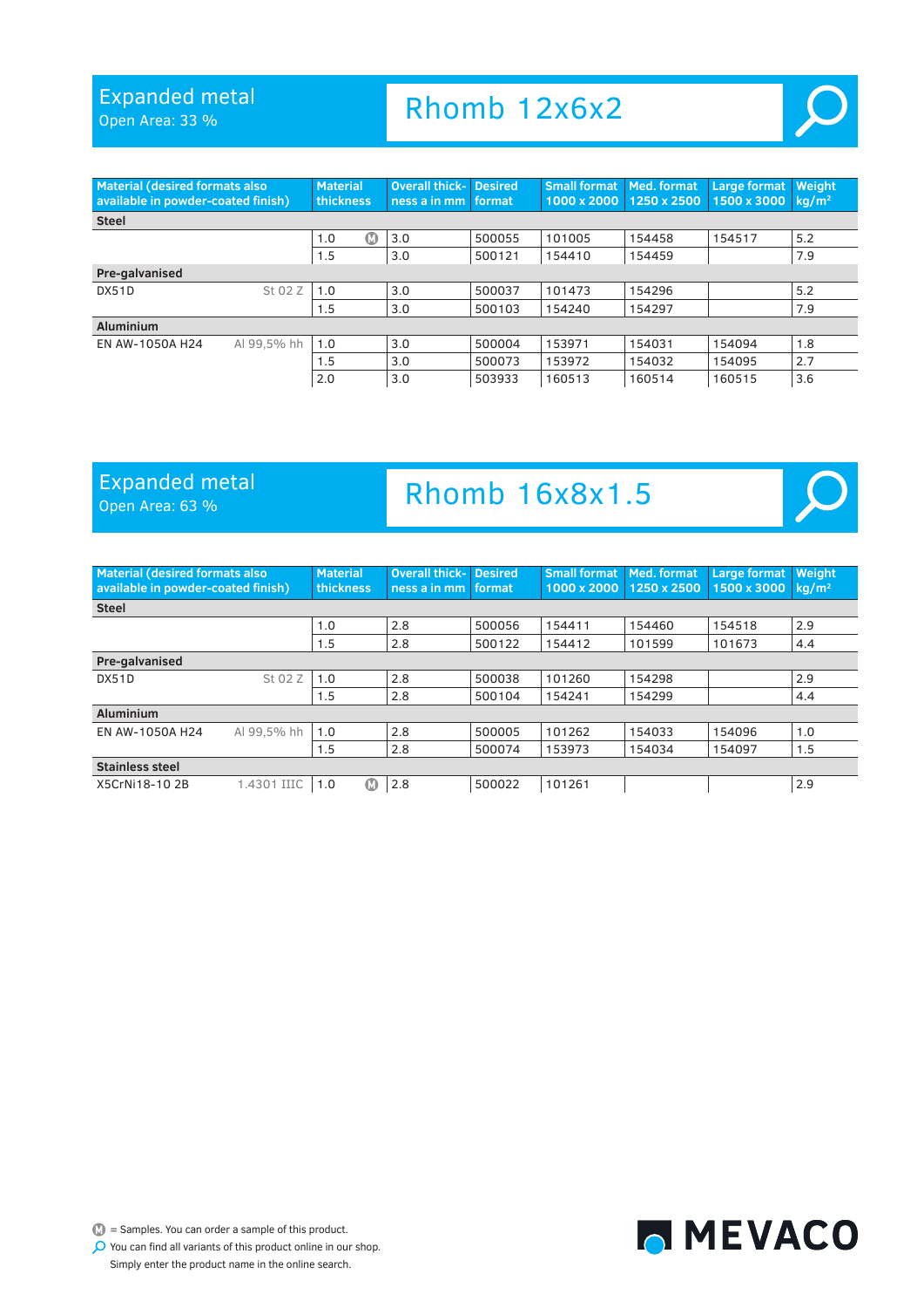# Expanded metal

Open Area: 33 %

## Rhomb 12x6x2

| Material (desired formats also available in powder-coated finish) | | Material thickness | | Overall thickness a in mm | Desired format | Small format 1000 x 2000 | Med. format 1250 x 2500 | Large format 1500 x 3000 | Weight kg/m² |
|---|---|---|---|---|---|---|---|---|---|
| **Steel** | | | | | | | | | |
| | | 1.0 | Ⓜ | 3.0 | 500055 | 101005 | 154458 | 154517 | 5.2 |
| | | 1.5 | | 3.0 | 500121 | 154410 | 154459 | | 7.9 |
| **Pre-galvanised** | | | | | | | | | |
| DX51D | St 02 Z | 1.0 | | 3.0 | 500037 | 101473 | 154296 | | 5.2 |
| | | 1.5 | | 3.0 | 500103 | 154240 | 154297 | | 7.9 |
| **Aluminium** | | | | | | | | | |
| EN AW-1050A H24 | Al 99,5% hh | 1.0 | | 3.0 | 500004 | 153971 | 154031 | 154094 | 1.8 |
| | | 1.5 | | 3.0 | 500073 | 153972 | 154032 | 154095 | 2.7 |
| | | 2.0 | | 3.0 | 503933 | 160513 | 160514 | 160515 | 3.6 |

# Expanded metal

Open Area: 63 %

## Rhomb 16x8x1.5

| Material (desired formats also available in powder-coated finish) | | Material thickness | | Overall thickness a in mm | Desired format | Small format 1000 x 2000 | Med. format 1250 x 2500 | Large format 1500 x 3000 | Weight kg/m² |
|---|---|---|---|---|---|---|---|---|---|
| **Steel** | | | | | | | | | |
| | | 1.0 | | 2.8 | 500056 | 154411 | 154460 | 154518 | 2.9 |
| | | 1.5 | | 2.8 | 500122 | 154412 | 101599 | 101673 | 4.4 |
| **Pre-galvanised** | | | | | | | | | |
| DX51D | St 02 Z | 1.0 | | 2.8 | 500038 | 101260 | 154298 | | 2.9 |
| | | 1.5 | | 2.8 | 500104 | 154241 | 154299 | | 4.4 |
| **Aluminium** | | | | | | | | | |
| EN AW-1050A H24 | Al 99,5% hh | 1.0 | | 2.8 | 500005 | 101262 | 154033 | 154096 | 1.0 |
| | | 1.5 | | 2.8 | 500074 | 153973 | 154034 | 154097 | 1.5 |
| **Stainless steel** | | | | | | | | | |
| X5CrNi18-10 2B | 1.4301 IIIC | 1.0 | Ⓜ | 2.8 | 500022 | 101261 | | | 2.9 |

Ⓜ = Samples. You can order a sample of this product.

You can find all variants of this product online in our shop. Simply enter the product name in the online search.

MEVACO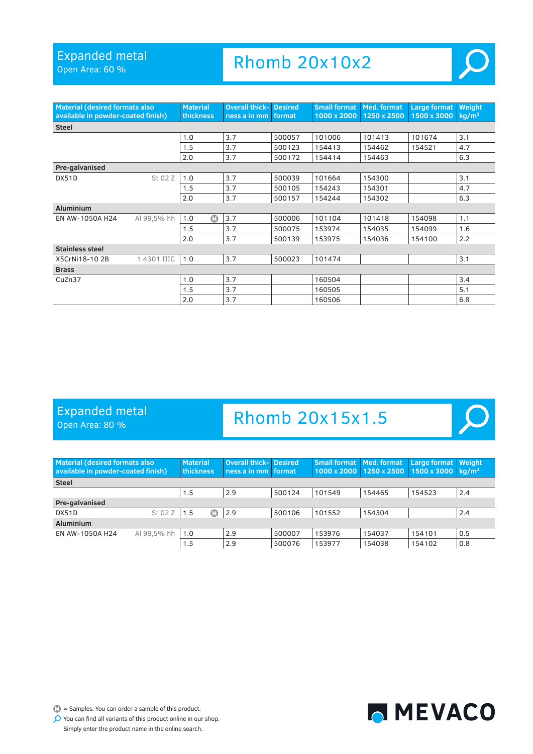## Expanded metal

Open Area: 60 %

# Rhomb 20x10x2

| Material (desired formats also available in powder-coated finish) | | Material thickness | Overall thickness a in mm | Desired format | Small format 1000 x 2000 | Med. format 1250 x 2500 | Large format 1500 x 3000 | Weight kg/m² |
|---|---|---|---|---|---|---|---|---|
| **Steel** | | | | | | | | |
| | | 1.0 | 3.7 | 500057 | 101006 | 101413 | 101674 | 3.1 |
| | | 1.5 | 3.7 | 500123 | 154413 | 154462 | 154521 | 4.7 |
| | | 2.0 | 3.7 | 500172 | 154414 | 154463 | | 6.3 |
| **Pre-galvanised** | | | | | | | | |
| DX51D | St 02 Z | 1.0 | 3.7 | 500039 | 101664 | 154300 | | 3.1 |
| | | 1.5 | 3.7 | 500105 | 154243 | 154301 | | 4.7 |
| | | 2.0 | 3.7 | 500157 | 154244 | 154302 | | 6.3 |
| **Aluminium** | | | | | | | | |
| EN AW-1050A H24 | Al 99,5% hh | 1.0 Ⓜ | 3.7 | 500006 | 101104 | 101418 | 154098 | 1.1 |
| | | 1.5 | 3.7 | 500075 | 153974 | 154035 | 154099 | 1.6 |
| | | 2.0 | 3.7 | 500139 | 153975 | 154036 | 154100 | 2.2 |
| **Stainless steel** | | | | | | | | |
| X5CrNi18-10 2B | 1.4301 IIIC | 1.0 | 3.7 | 500023 | 101474 | | | 3.1 |
| **Brass** | | | | | | | | |
| CuZn37 | | 1.0 | 3.7 | | 160504 | | | 3.4 |
| | | 1.5 | 3.7 | | 160505 | | | 5.1 |
| | | 2.0 | 3.7 | | 160506 | | | 6.8 |

## Expanded metal

Open Area: 80 %

# Rhomb 20x15x1.5

| Material (desired formats also available in powder-coated finish) | | Material thickness | Overall thickness a in mm | Desired format | Small format 1000 x 2000 | Med. format 1250 x 2500 | Large format 1500 x 3000 | Weight kg/m² |
|---|---|---|---|---|---|---|---|---|
| **Steel** | | | | | | | | |
| | | 1.5 | 2.9 | 500124 | 101549 | 154465 | 154523 | 2.4 |
| **Pre-galvanised** | | | | | | | | |
| DX51D | St 02 Z | 1.5 Ⓜ | 2.9 | 500106 | 101552 | 154304 | | 2.4 |
| **Aluminium** | | | | | | | | |
| EN AW-1050A H24 | Al 99,5% hh | 1.0 | 2.9 | 500007 | 153976 | 154037 | 154101 | 0.5 |
| | | 1.5 | 2.9 | 500076 | 153977 | 154038 | 154102 | 0.8 |

Ⓜ = Samples. You can order a sample of this product.

You can find all variants of this product online in our shop. Simply enter the product name in the online search.

MEVACO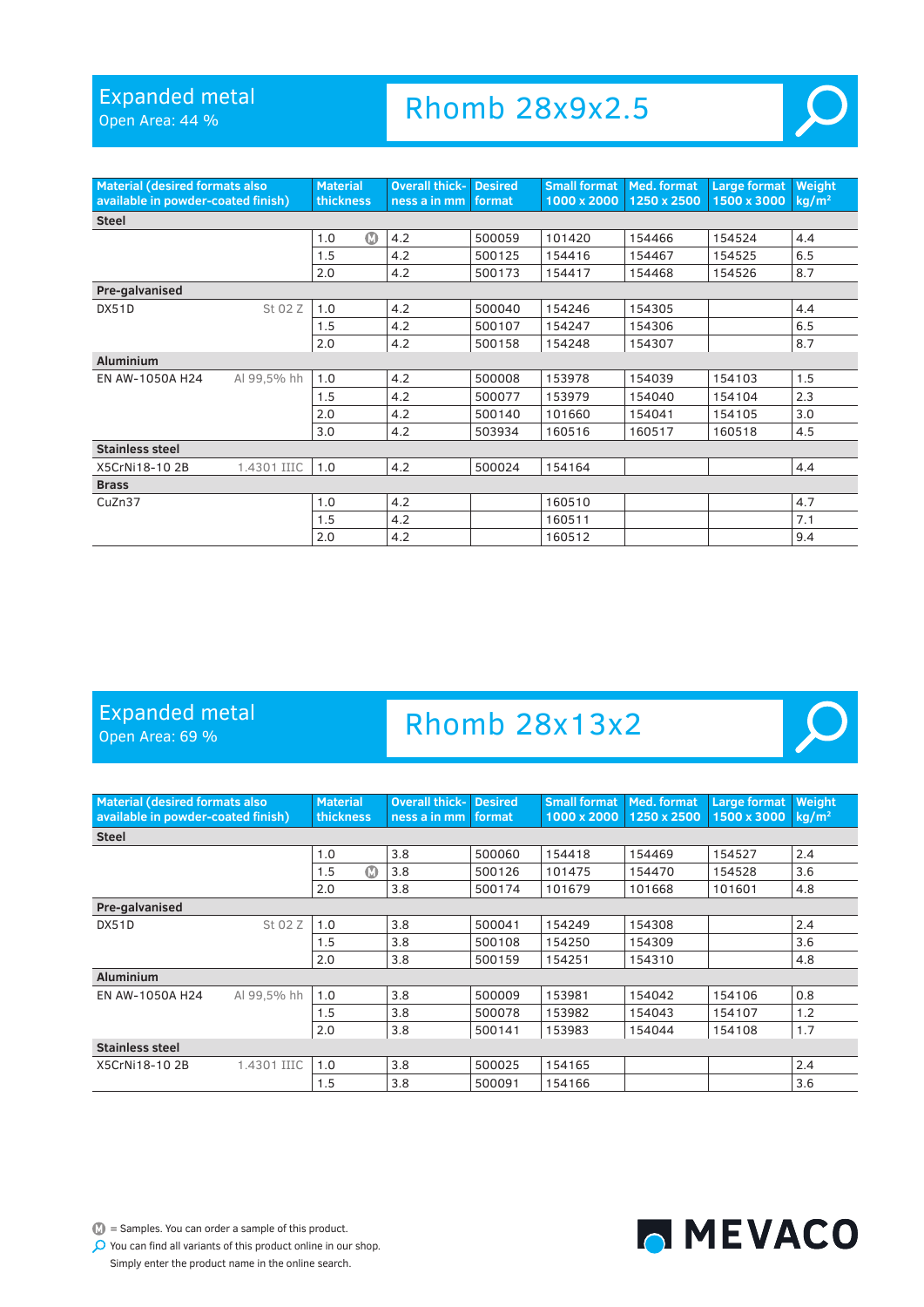## Expanded metal

Open Area: 44 %

# Rhomb 28x9x2.5

| Material (desired formats also available in powder-coated finish) | | Material thickness | Overall thickness a in mm | Desired format | Small format 1000 x 2000 | Med. format 1250 x 2500 | Large format 1500 x 3000 | Weight kg/m² |
|---|---|---|---|---|---|---|---|---|
| **Steel** | | | | | | | | |
| | | 1.0 Ⓜ | 4.2 | 500059 | 101420 | 154466 | 154524 | 4.4 |
| | | 1.5 | 4.2 | 500125 | 154416 | 154467 | 154525 | 6.5 |
| | | 2.0 | 4.2 | 500173 | 154417 | 154468 | 154526 | 8.7 |
| **Pre-galvanised** | | | | | | | | |
| DX51D | St 02 Z | 1.0 | 4.2 | 500040 | 154246 | 154305 | | 4.4 |
| | | 1.5 | 4.2 | 500107 | 154247 | 154306 | | 6.5 |
| | | 2.0 | 4.2 | 500158 | 154248 | 154307 | | 8.7 |
| **Aluminium** | | | | | | | | |
| EN AW-1050A H24 | Al 99,5% hh | 1.0 | 4.2 | 500008 | 153978 | 154039 | 154103 | 1.5 |
| | | 1.5 | 4.2 | 500077 | 153979 | 154040 | 154104 | 2.3 |
| | | 2.0 | 4.2 | 500140 | 101660 | 154041 | 154105 | 3.0 |
| | | 3.0 | 4.2 | 503934 | 160516 | 160517 | 160518 | 4.5 |
| **Stainless steel** | | | | | | | | |
| X5CrNi18-10 2B | 1.4301 IIIC | 1.0 | 4.2 | 500024 | 154164 | | | 4.4 |
| **Brass** | | | | | | | | |
| CuZn37 | | 1.0 | 4.2 | | 160510 | | | 4.7 |
| | | 1.5 | 4.2 | | 160511 | | | 7.1 |
| | | 2.0 | 4.2 | | 160512 | | | 9.4 |

## Expanded metal

Open Area: 69 %

# Rhomb 28x13x2

| Material (desired formats also available in powder-coated finish) | | Material thickness | Overall thickness a in mm | Desired format | Small format 1000 x 2000 | Med. format 1250 x 2500 | Large format 1500 x 3000 | Weight kg/m² |
|---|---|---|---|---|---|---|---|---|
| **Steel** | | | | | | | | |
| | | 1.0 | 3.8 | 500060 | 154418 | 154469 | 154527 | 2.4 |
| | | 1.5 Ⓜ | 3.8 | 500126 | 101475 | 154470 | 154528 | 3.6 |
| | | 2.0 | 3.8 | 500174 | 101679 | 101668 | 101601 | 4.8 |
| **Pre-galvanised** | | | | | | | | |
| DX51D | St 02 Z | 1.0 | 3.8 | 500041 | 154249 | 154308 | | 2.4 |
| | | 1.5 | 3.8 | 500108 | 154250 | 154309 | | 3.6 |
| | | 2.0 | 3.8 | 500159 | 154251 | 154310 | | 4.8 |
| **Aluminium** | | | | | | | | |
| EN AW-1050A H24 | Al 99,5% hh | 1.0 | 3.8 | 500009 | 153981 | 154042 | 154106 | 0.8 |
| | | 1.5 | 3.8 | 500078 | 153982 | 154043 | 154107 | 1.2 |
| | | 2.0 | 3.8 | 500141 | 153983 | 154044 | 154108 | 1.7 |
| **Stainless steel** | | | | | | | | |
| X5CrNi18-10 2B | 1.4301 IIIC | 1.0 | 3.8 | 500025 | 154165 | | | 2.4 |
| | | 1.5 | 3.8 | 500091 | 154166 | | | 3.6 |

Ⓜ = Samples. You can order a sample of this product.

You can find all variants of this product online in our shop. Simply enter the product name in the online search.

MEVACO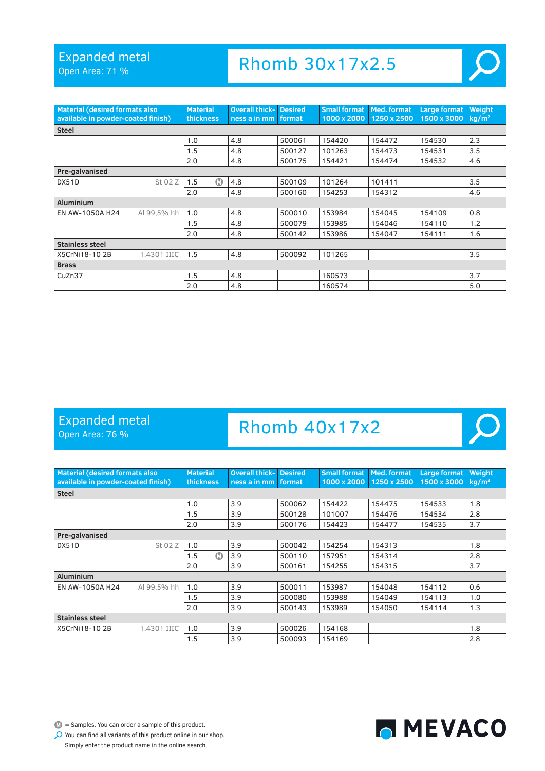## Expanded metal

Open Area: 71 %

# Rhomb 30x17x2.5

| Material (desired formats also available in powder-coated finish) | | Material thickness | Overall thickness a in mm | Desired format | Small format 1000 x 2000 | Med. format 1250 x 2500 | Large format 1500 x 3000 | Weight kg/m² |
|---|---|---|---|---|---|---|---|---|
| **Steel** | | | | | | | | |
| | | 1.0 | 4.8 | 500061 | 154420 | 154472 | 154530 | 2.3 |
| | | 1.5 | 4.8 | 500127 | 101263 | 154473 | 154531 | 3.5 |
| | | 2.0 | 4.8 | 500175 | 154421 | 154474 | 154532 | 4.6 |
| **Pre-galvanised** | | | | | | | | |
| DX51D | St 02 Z | 1.5 Ⓜ | 4.8 | 500109 | 101264 | 101411 | | 3.5 |
| | | 2.0 | 4.8 | 500160 | 154253 | 154312 | | 4.6 |
| **Aluminium** | | | | | | | | |
| EN AW-1050A H24 | Al 99,5% hh | 1.0 | 4.8 | 500010 | 153984 | 154045 | 154109 | 0.8 |
| | | 1.5 | 4.8 | 500079 | 153985 | 154046 | 154110 | 1.2 |
| | | 2.0 | 4.8 | 500142 | 153986 | 154047 | 154111 | 1.6 |
| **Stainless steel** | | | | | | | | |
| X5CrNi18-10 2B | 1.4301 IIIC | 1.5 | 4.8 | 500092 | 101265 | | | 3.5 |
| **Brass** | | | | | | | | |
| CuZn37 | | 1.5 | 4.8 | | 160573 | | | 3.7 |
| | | 2.0 | 4.8 | | 160574 | | | 5.0 |

## Expanded metal

Open Area: 76 %

# Rhomb 40x17x2

| Material (desired formats also available in powder-coated finish) | | Material thickness | Overall thickness a in mm | Desired format | Small format 1000 x 2000 | Med. format 1250 x 2500 | Large format 1500 x 3000 | Weight kg/m² |
|---|---|---|---|---|---|---|---|---|
| **Steel** | | | | | | | | |
| | | 1.0 | 3.9 | 500062 | 154422 | 154475 | 154533 | 1.8 |
| | | 1.5 | 3.9 | 500128 | 101007 | 154476 | 154534 | 2.8 |
| | | 2.0 | 3.9 | 500176 | 154423 | 154477 | 154535 | 3.7 |
| **Pre-galvanised** | | | | | | | | |
| DX51D | St 02 Z | 1.0 | 3.9 | 500042 | 154254 | 154313 | | 1.8 |
| | | 1.5 Ⓜ | 3.9 | 500110 | 157951 | 154314 | | 2.8 |
| | | 2.0 | 3.9 | 500161 | 154255 | 154315 | | 3.7 |
| **Aluminium** | | | | | | | | |
| EN AW-1050A H24 | Al 99,5% hh | 1.0 | 3.9 | 500011 | 153987 | 154048 | 154112 | 0.6 |
| | | 1.5 | 3.9 | 500080 | 153988 | 154049 | 154113 | 1.0 |
| | | 2.0 | 3.9 | 500143 | 153989 | 154050 | 154114 | 1.3 |
| **Stainless steel** | | | | | | | | |
| X5CrNi18-10 2B | 1.4301 IIIC | 1.0 | 3.9 | 500026 | 154168 | | | 1.8 |
| | | 1.5 | 3.9 | 500093 | 154169 | | | 2.8 |

Ⓜ = Samples. You can order a sample of this product.

You can find all variants of this product online in our shop. Simply enter the product name in the online search.

MEVACO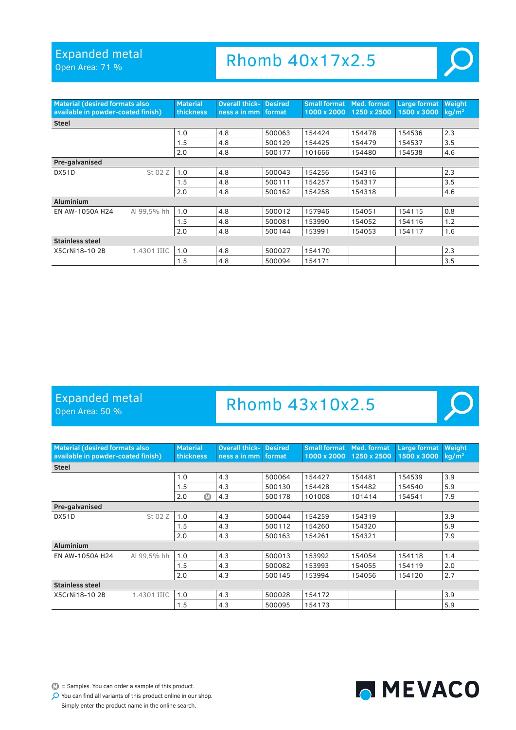## Expanded metal
Open Area: 71 %

# Rhomb 40x17x2.5

| Material (desired formats also available in powder-coated finish) | | Material thickness | Overall thickness a in mm | Desired format | Small format 1000 x 2000 | Med. format 1250 x 2500 | Large format 1500 x 3000 | Weight kg/m² |
|---|---|---|---|---|---|---|---|---|
| **Steel** | | | | | | | | |
| | | 1.0 | 4.8 | 500063 | 154424 | 154478 | 154536 | 2.3 |
| | | 1.5 | 4.8 | 500129 | 154425 | 154479 | 154537 | 3.5 |
| | | 2.0 | 4.8 | 500177 | 101666 | 154480 | 154538 | 4.6 |
| **Pre-galvanised** | | | | | | | | |
| DX51D | St 02 Z | 1.0 | 4.8 | 500043 | 154256 | 154316 | | 2.3 |
| | | 1.5 | 4.8 | 500111 | 154257 | 154317 | | 3.5 |
| | | 2.0 | 4.8 | 500162 | 154258 | 154318 | | 4.6 |
| **Aluminium** | | | | | | | | |
| EN AW-1050A H24 | Al 99,5% hh | 1.0 | 4.8 | 500012 | 157946 | 154051 | 154115 | 0.8 |
| | | 1.5 | 4.8 | 500081 | 153990 | 154052 | 154116 | 1.2 |
| | | 2.0 | 4.8 | 500144 | 153991 | 154053 | 154117 | 1.6 |
| **Stainless steel** | | | | | | | | |
| X5CrNi18-10 2B | 1.4301 IIIC | 1.0 | 4.8 | 500027 | 154170 | | | 2.3 |
| | | 1.5 | 4.8 | 500094 | 154171 | | | 3.5 |

## Expanded metal
Open Area: 50 %

# Rhomb 43x10x2.5

| Material (desired formats also available in powder-coated finish) | | Material thickness | Overall thickness a in mm | Desired format | Small format 1000 x 2000 | Med. format 1250 x 2500 | Large format 1500 x 3000 | Weight kg/m² |
|---|---|---|---|---|---|---|---|---|
| **Steel** | | | | | | | | |
| | | 1.0 | 4.3 | 500064 | 154427 | 154481 | 154539 | 3.9 |
| | | 1.5 | 4.3 | 500130 | 154428 | 154482 | 154540 | 5.9 |
| | | 2.0 (M) | 4.3 | 500178 | 101008 | 101414 | 154541 | 7.9 |
| **Pre-galvanised** | | | | | | | | |
| DX51D | St 02 Z | 1.0 | 4.3 | 500044 | 154259 | 154319 | | 3.9 |
| | | 1.5 | 4.3 | 500112 | 154260 | 154320 | | 5.9 |
| | | 2.0 | 4.3 | 500163 | 154261 | 154321 | | 7.9 |
| **Aluminium** | | | | | | | | |
| EN AW-1050A H24 | Al 99,5% hh | 1.0 | 4.3 | 500013 | 153992 | 154054 | 154118 | 1.4 |
| | | 1.5 | 4.3 | 500082 | 153993 | 154055 | 154119 | 2.0 |
| | | 2.0 | 4.3 | 500145 | 153994 | 154056 | 154120 | 2.7 |
| **Stainless steel** | | | | | | | | |
| X5CrNi18-10 2B | 1.4301 IIIC | 1.0 | 4.3 | 500028 | 154172 | | | 3.9 |
| | | 1.5 | 4.3 | 500095 | 154173 | | | 5.9 |

(M) = Samples. You can order a sample of this product.

You can find all variants of this product online in our shop. Simply enter the product name in the online search.

MEVACO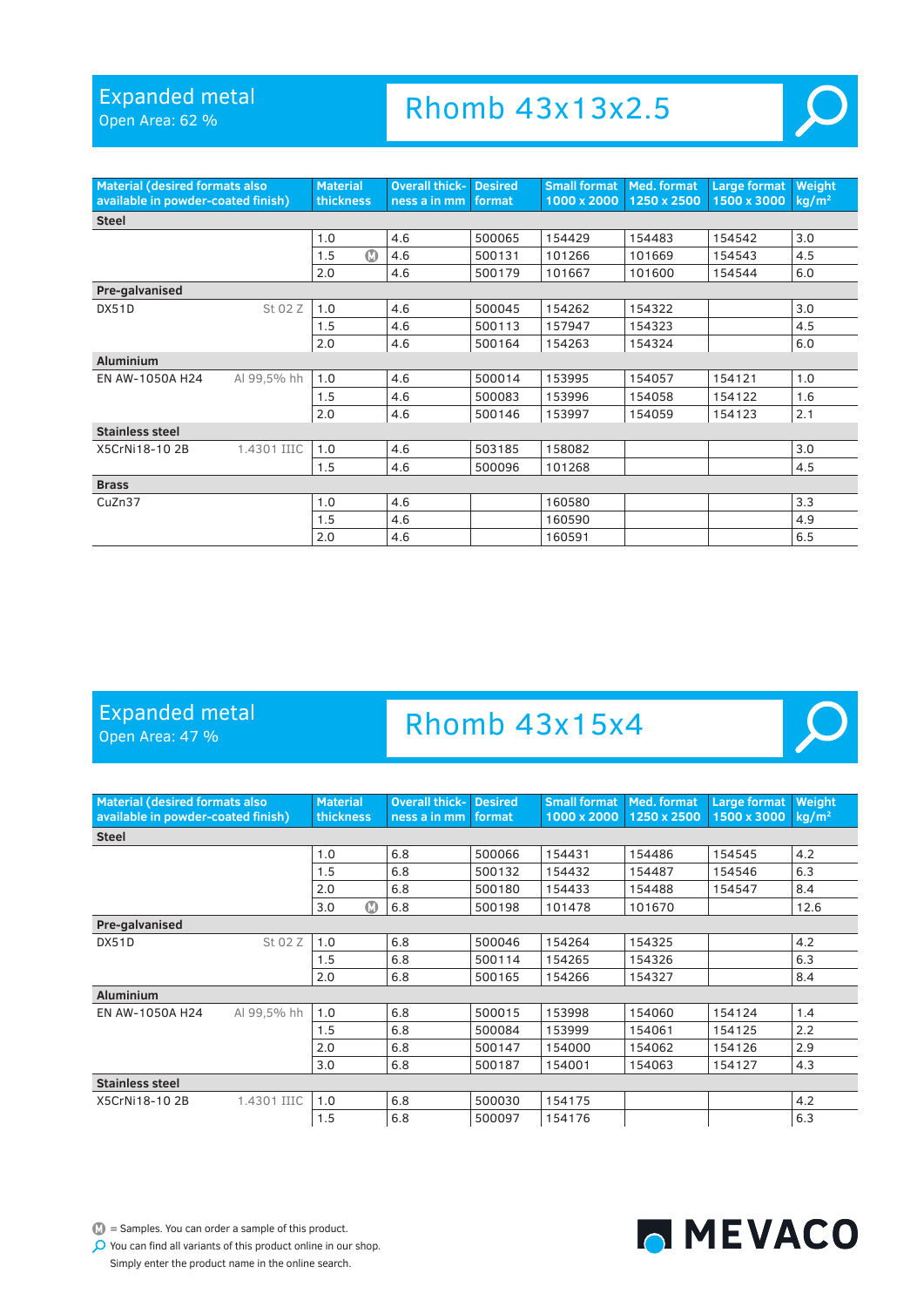## Expanded metal

Open Area: 62 %

# Rhomb 43x13x2.5

| Material (desired formats also available in powder-coated finish) | | Material thickness | Overall thickness a in mm | Desired format | Small format 1000 x 2000 | Med. format 1250 x 2500 | Large format 1500 x 3000 | Weight kg/m² |
|---|---|---|---|---|---|---|---|---|
| **Steel** | | | | | | | | |
| | | 1.0 | 4.6 | 500065 | 154429 | 154483 | 154542 | 3.0 |
| | | 1.5 Ⓜ | 4.6 | 500131 | 101266 | 101669 | 154543 | 4.5 |
| | | 2.0 | 4.6 | 500179 | 101667 | 101600 | 154544 | 6.0 |
| **Pre-galvanised** | | | | | | | | |
| DX51D | St 02 Z | 1.0 | 4.6 | 500045 | 154262 | 154322 | | 3.0 |
| | | 1.5 | 4.6 | 500113 | 157947 | 154323 | | 4.5 |
| | | 2.0 | 4.6 | 500164 | 154263 | 154324 | | 6.0 |
| **Aluminium** | | | | | | | | |
| EN AW-1050A H24 | Al 99,5% hh | 1.0 | 4.6 | 500014 | 153995 | 154057 | 154121 | 1.0 |
| | | 1.5 | 4.6 | 500083 | 153996 | 154058 | 154122 | 1.6 |
| | | 2.0 | 4.6 | 500146 | 153997 | 154059 | 154123 | 2.1 |
| **Stainless steel** | | | | | | | | |
| X5CrNi18-10 2B | 1.4301 IIIC | 1.0 | 4.6 | 503185 | 158082 | | | 3.0 |
| | | 1.5 | 4.6 | 500096 | 101268 | | | 4.5 |
| **Brass** | | | | | | | | |
| CuZn37 | | 1.0 | 4.6 | | 160580 | | | 3.3 |
| | | 1.5 | 4.6 | | 160590 | | | 4.9 |
| | | 2.0 | 4.6 | | 160591 | | | 6.5 |

## Expanded metal

Open Area: 47 %

# Rhomb 43x15x4

| Material (desired formats also available in powder-coated finish) | | Material thickness | Overall thickness a in mm | Desired format | Small format 1000 x 2000 | Med. format 1250 x 2500 | Large format 1500 x 3000 | Weight kg/m² |
|---|---|---|---|---|---|---|---|---|
| **Steel** | | | | | | | | |
| | | 1.0 | 6.8 | 500066 | 154431 | 154486 | 154545 | 4.2 |
| | | 1.5 | 6.8 | 500132 | 154432 | 154487 | 154546 | 6.3 |
| | | 2.0 | 6.8 | 500180 | 154433 | 154488 | 154547 | 8.4 |
| | | 3.0 Ⓜ | 6.8 | 500198 | 101478 | 101670 | | 12.6 |
| **Pre-galvanised** | | | | | | | | |
| DX51D | St 02 Z | 1.0 | 6.8 | 500046 | 154264 | 154325 | | 4.2 |
| | | 1.5 | 6.8 | 500114 | 154265 | 154326 | | 6.3 |
| | | 2.0 | 6.8 | 500165 | 154266 | 154327 | | 8.4 |
| **Aluminium** | | | | | | | | |
| EN AW-1050A H24 | Al 99,5% hh | 1.0 | 6.8 | 500015 | 153998 | 154060 | 154124 | 1.4 |
| | | 1.5 | 6.8 | 500084 | 153999 | 154061 | 154125 | 2.2 |
| | | 2.0 | 6.8 | 500147 | 154000 | 154062 | 154126 | 2.9 |
| | | 3.0 | 6.8 | 500187 | 154001 | 154063 | 154127 | 4.3 |
| **Stainless steel** | | | | | | | | |
| X5CrNi18-10 2B | 1.4301 IIIC | 1.0 | 6.8 | 500030 | 154175 | | | 4.2 |
| | | 1.5 | 6.8 | 500097 | 154176 | | | 6.3 |

Ⓜ = Samples. You can order a sample of this product.

You can find all variants of this product online in our shop. Simply enter the product name in the online search.

MEVACO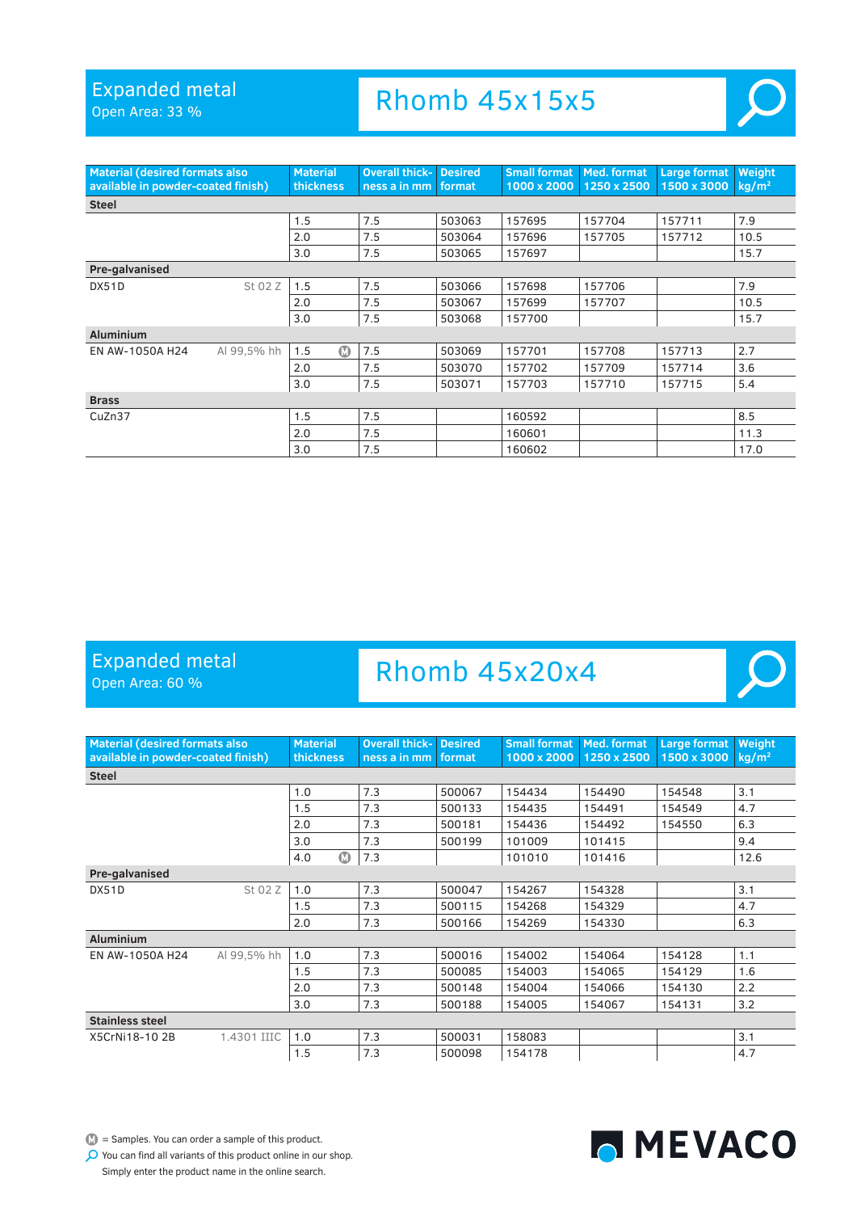## Expanded metal

Open Area: 33 %

# Rhomb 45x15x5

| Material (desired formats also available in powder-coated finish) | | Material thickness | Overall thickness a in mm | Desired format | Small format 1000 x 2000 | Med. format 1250 x 2500 | Large format 1500 x 3000 | Weight kg/m² |
|---|---|---|---|---|---|---|---|---|
| **Steel** | | | | | | | | |
| | | 1.5 | 7.5 | 503063 | 157695 | 157704 | 157711 | 7.9 |
| | | 2.0 | 7.5 | 503064 | 157696 | 157705 | 157712 | 10.5 |
| | | 3.0 | 7.5 | 503065 | 157697 | | | 15.7 |
| **Pre-galvanised** | | | | | | | | |
| DX51D | St 02 Z | 1.5 | 7.5 | 503066 | 157698 | 157706 | | 7.9 |
| | | 2.0 | 7.5 | 503067 | 157699 | 157707 | | 10.5 |
| | | 3.0 | 7.5 | 503068 | 157700 | | | 15.7 |
| **Aluminium** | | | | | | | | |
| EN AW-1050A H24 | Al 99,5% hh | 1.5 Ⓜ | 7.5 | 503069 | 157701 | 157708 | 157713 | 2.7 |
| | | 2.0 | 7.5 | 503070 | 157702 | 157709 | 157714 | 3.6 |
| | | 3.0 | 7.5 | 503071 | 157703 | 157710 | 157715 | 5.4 |
| **Brass** | | | | | | | | |
| CuZn37 | | 1.5 | 7.5 | | 160592 | | | 8.5 |
| | | 2.0 | 7.5 | | 160601 | | | 11.3 |
| | | 3.0 | 7.5 | | 160602 | | | 17.0 |

## Expanded metal

Open Area: 60 %

# Rhomb 45x20x4

| Material (desired formats also available in powder-coated finish) | | Material thickness | Overall thickness a in mm | Desired format | Small format 1000 x 2000 | Med. format 1250 x 2500 | Large format 1500 x 3000 | Weight kg/m² |
|---|---|---|---|---|---|---|---|---|
| **Steel** | | | | | | | | |
| | | 1.0 | 7.3 | 500067 | 154434 | 154490 | 154548 | 3.1 |
| | | 1.5 | 7.3 | 500133 | 154435 | 154491 | 154549 | 4.7 |
| | | 2.0 | 7.3 | 500181 | 154436 | 154492 | 154550 | 6.3 |
| | | 3.0 | 7.3 | 500199 | 101009 | 101415 | | 9.4 |
| | | 4.0 Ⓜ | 7.3 | | 101010 | 101416 | | 12.6 |
| **Pre-galvanised** | | | | | | | | |
| DX51D | St 02 Z | 1.0 | 7.3 | 500047 | 154267 | 154328 | | 3.1 |
| | | 1.5 | 7.3 | 500115 | 154268 | 154329 | | 4.7 |
| | | 2.0 | 7.3 | 500166 | 154269 | 154330 | | 6.3 |
| **Aluminium** | | | | | | | | |
| EN AW-1050A H24 | Al 99,5% hh | 1.0 | 7.3 | 500016 | 154002 | 154064 | 154128 | 1.1 |
| | | 1.5 | 7.3 | 500085 | 154003 | 154065 | 154129 | 1.6 |
| | | 2.0 | 7.3 | 500148 | 154004 | 154066 | 154130 | 2.2 |
| | | 3.0 | 7.3 | 500188 | 154005 | 154067 | 154131 | 3.2 |
| **Stainless steel** | | | | | | | | |
| X5CrNi18-10 2B | 1.4301 IIIC | 1.0 | 7.3 | 500031 | 158083 | | | 3.1 |
| | | 1.5 | 7.3 | 500098 | 154178 | | | 4.7 |

Ⓜ = Samples. You can order a sample of this product.

You can find all variants of this product online in our shop. Simply enter the product name in the online search.

MEVACO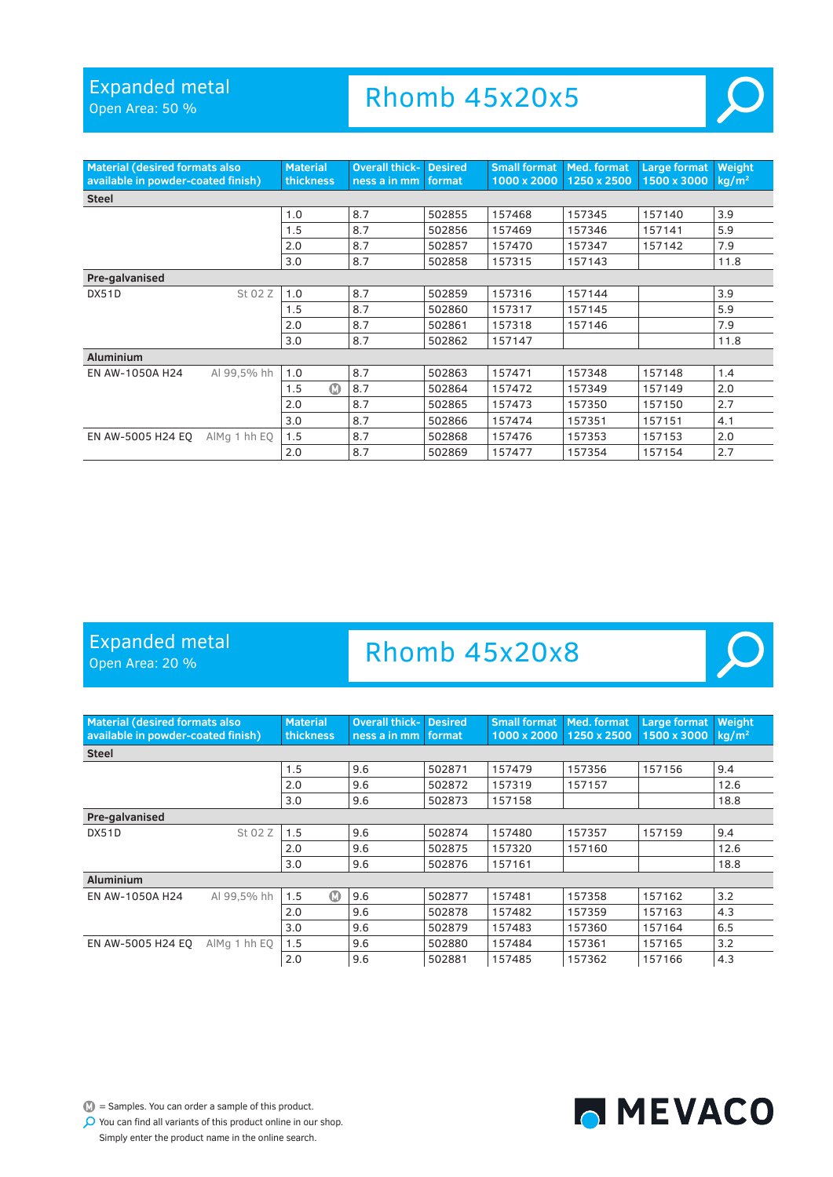## Expanded metal

Open Area: 50 %

# Rhomb 45x20x5

| Material (desired formats also available in powder-coated finish) | | Material thickness | Overall thickness a in mm | Desired format | Small format 1000 x 2000 | Med. format 1250 x 2500 | Large format 1500 x 3000 | Weight kg/m² |
|---|---|---|---|---|---|---|---|---|
| **Steel** | | | | | | | | |
| | | 1.0 | 8.7 | 502855 | 157468 | 157345 | 157140 | 3.9 |
| | | 1.5 | 8.7 | 502856 | 157469 | 157346 | 157141 | 5.9 |
| | | 2.0 | 8.7 | 502857 | 157470 | 157347 | 157142 | 7.9 |
| | | 3.0 | 8.7 | 502858 | 157315 | 157143 | | 11.8 |
| **Pre-galvanised** | | | | | | | | |
| DX51D | St 02 Z | 1.0 | 8.7 | 502859 | 157316 | 157144 | | 3.9 |
| | | 1.5 | 8.7 | 502860 | 157317 | 157145 | | 5.9 |
| | | 2.0 | 8.7 | 502861 | 157318 | 157146 | | 7.9 |
| | | 3.0 | 8.7 | 502862 | 157147 | | | 11.8 |
| **Aluminium** | | | | | | | | |
| EN AW-1050A H24 | Al 99,5% hh | 1.0 | 8.7 | 502863 | 157471 | 157348 | 157148 | 1.4 |
| | | 1.5 Ⓜ | 8.7 | 502864 | 157472 | 157349 | 157149 | 2.0 |
| | | 2.0 | 8.7 | 502865 | 157473 | 157350 | 157150 | 2.7 |
| | | 3.0 | 8.7 | 502866 | 157474 | 157351 | 157151 | 4.1 |
| EN AW-5005 H24 EQ | AlMg 1 hh EQ | 1.5 | 8.7 | 502868 | 157476 | 157353 | 157153 | 2.0 |
| | | 2.0 | 8.7 | 502869 | 157477 | 157354 | 157154 | 2.7 |

## Expanded metal

Open Area: 20 %

# Rhomb 45x20x8

| Material (desired formats also available in powder-coated finish) | | Material thickness | Overall thickness a in mm | Desired format | Small format 1000 x 2000 | Med. format 1250 x 2500 | Large format 1500 x 3000 | Weight kg/m² |
|---|---|---|---|---|---|---|---|---|
| **Steel** | | | | | | | | |
| | | 1.5 | 9.6 | 502871 | 157479 | 157356 | 157156 | 9.4 |
| | | 2.0 | 9.6 | 502872 | 157319 | 157157 | | 12.6 |
| | | 3.0 | 9.6 | 502873 | 157158 | | | 18.8 |
| **Pre-galvanised** | | | | | | | | |
| DX51D | St 02 Z | 1.5 | 9.6 | 502874 | 157480 | 157357 | 157159 | 9.4 |
| | | 2.0 | 9.6 | 502875 | 157320 | 157160 | | 12.6 |
| | | 3.0 | 9.6 | 502876 | 157161 | | | 18.8 |
| **Aluminium** | | | | | | | | |
| EN AW-1050A H24 | Al 99,5% hh | 1.5 Ⓜ | 9.6 | 502877 | 157481 | 157358 | 157162 | 3.2 |
| | | 2.0 | 9.6 | 502878 | 157482 | 157359 | 157163 | 4.3 |
| | | 3.0 | 9.6 | 502879 | 157483 | 157360 | 157164 | 6.5 |
| EN AW-5005 H24 EQ | AlMg 1 hh EQ | 1.5 | 9.6 | 502880 | 157484 | 157361 | 157165 | 3.2 |
| | | 2.0 | 9.6 | 502881 | 157485 | 157362 | 157166 | 4.3 |

Ⓜ = Samples. You can order a sample of this product.

You can find all variants of this product online in our shop. Simply enter the product name in the online search.

MEVACO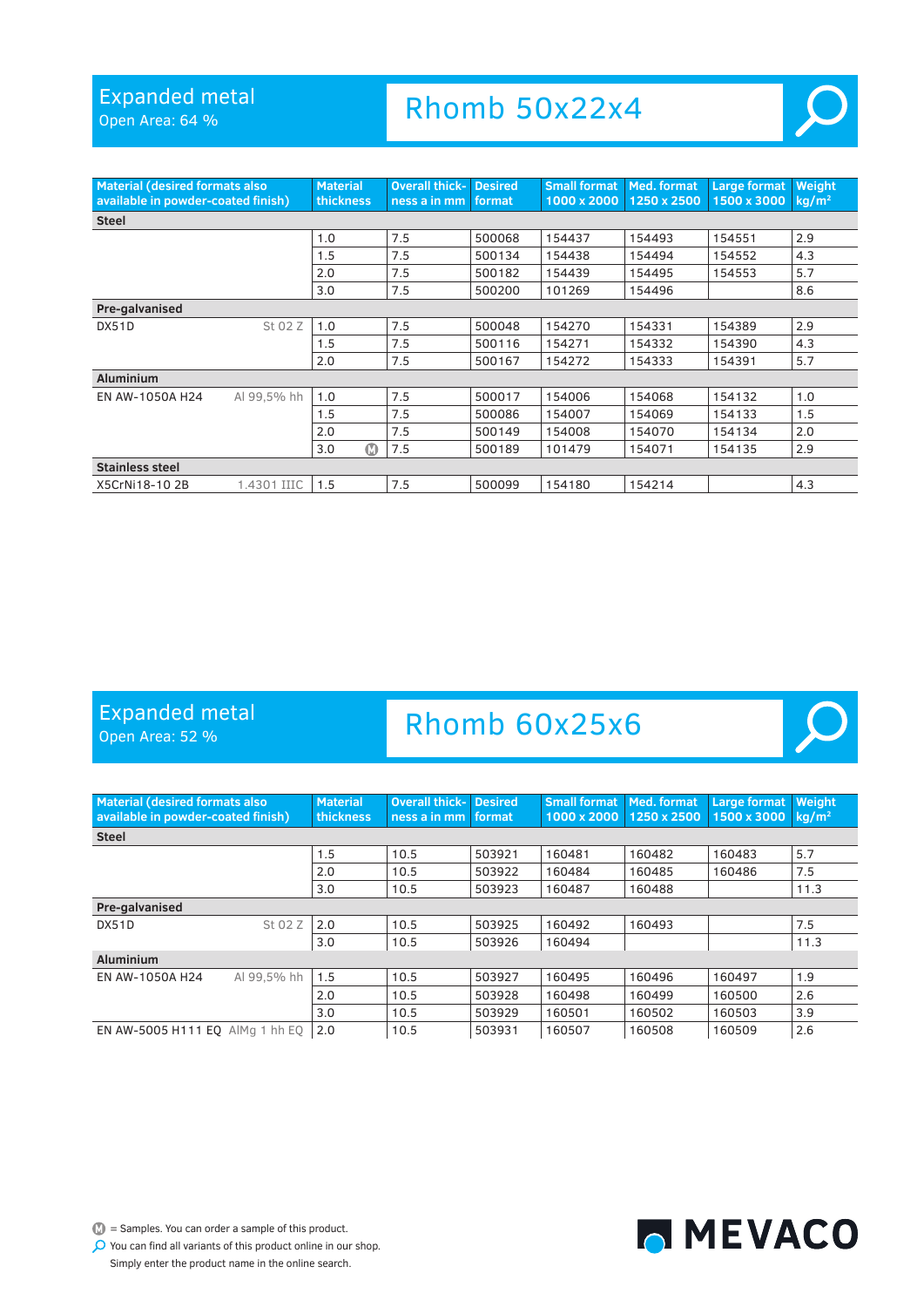# Expanded metal

Open Area: 64 %

## Rhomb 50x22x4

| Material (desired formats also available in powder-coated finish) | | Material thickness | Overall thickness a in mm | Desired format | Small format 1000 x 2000 | Med. format 1250 x 2500 | Large format 1500 x 3000 | Weight kg/m² |
|---|---|---|---|---|---|---|---|---|
| **Steel** | | | | | | | | |
| | | 1.0 | 7.5 | 500068 | 154437 | 154493 | 154551 | 2.9 |
| | | 1.5 | 7.5 | 500134 | 154438 | 154494 | 154552 | 4.3 |
| | | 2.0 | 7.5 | 500182 | 154439 | 154495 | 154553 | 5.7 |
| | | 3.0 | 7.5 | 500200 | 101269 | 154496 | | 8.6 |
| **Pre-galvanised** | | | | | | | | |
| DX51D | St 02 Z | 1.0 | 7.5 | 500048 | 154270 | 154331 | 154389 | 2.9 |
| | | 1.5 | 7.5 | 500116 | 154271 | 154332 | 154390 | 4.3 |
| | | 2.0 | 7.5 | 500167 | 154272 | 154333 | 154391 | 5.7 |
| **Aluminium** | | | | | | | | |
| EN AW-1050A H24 | Al 99,5% hh | 1.0 | 7.5 | 500017 | 154006 | 154068 | 154132 | 1.0 |
| | | 1.5 | 7.5 | 500086 | 154007 | 154069 | 154133 | 1.5 |
| | | 2.0 | 7.5 | 500149 | 154008 | 154070 | 154134 | 2.0 |
| | | 3.0 (M) | 7.5 | 500189 | 101479 | 154071 | 154135 | 2.9 |
| **Stainless steel** | | | | | | | | |
| X5CrNi18-10 2B | 1.4301 IIIC | 1.5 | 7.5 | 500099 | 154180 | 154214 | | 4.3 |

# Expanded metal

Open Area: 52 %

## Rhomb 60x25x6

| Material (desired formats also available in powder-coated finish) | | Material thickness | Overall thickness a in mm | Desired format | Small format 1000 x 2000 | Med. format 1250 x 2500 | Large format 1500 x 3000 | Weight kg/m² |
|---|---|---|---|---|---|---|---|---|
| **Steel** | | | | | | | | |
| | | 1.5 | 10.5 | 503921 | 160481 | 160482 | 160483 | 5.7 |
| | | 2.0 | 10.5 | 503922 | 160484 | 160485 | 160486 | 7.5 |
| | | 3.0 | 10.5 | 503923 | 160487 | 160488 | | 11.3 |
| **Pre-galvanised** | | | | | | | | |
| DX51D | St 02 Z | 2.0 | 10.5 | 503925 | 160492 | 160493 | | 7.5 |
| | | 3.0 | 10.5 | 503926 | 160494 | | | 11.3 |
| **Aluminium** | | | | | | | | |
| EN AW-1050A H24 | Al 99,5% hh | 1.5 | 10.5 | 503927 | 160495 | 160496 | 160497 | 1.9 |
| | | 2.0 | 10.5 | 503928 | 160498 | 160499 | 160500 | 2.6 |
| | | 3.0 | 10.5 | 503929 | 160501 | 160502 | 160503 | 3.9 |
| EN AW-5005 H111 EQ | AlMg 1 hh EQ | 2.0 | 10.5 | 503931 | 160507 | 160508 | 160509 | 2.6 |

(M) = Samples. You can order a sample of this product.

You can find all variants of this product online in our shop. Simply enter the product name in the online search.

MEVACO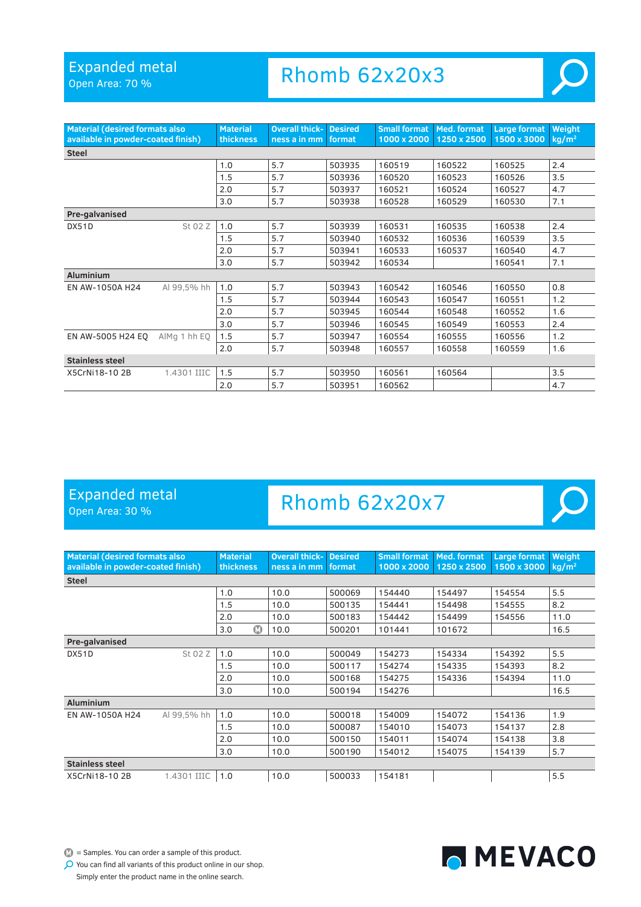# Expanded metal

Open Area: 70 %

## Rhomb 62x20x3

| Material (desired formats also available in powder-coated finish) | | Material thickness | Overall thickness a in mm | Desired format | Small format 1000 x 2000 | Med. format 1250 x 2500 | Large format 1500 x 3000 | Weight kg/m² |
|---|---|---|---|---|---|---|---|---|
| **Steel** | | | | | | | | |
| | | 1.0 | 5.7 | 503935 | 160519 | 160522 | 160525 | 2.4 |
| | | 1.5 | 5.7 | 503936 | 160520 | 160523 | 160526 | 3.5 |
| | | 2.0 | 5.7 | 503937 | 160521 | 160524 | 160527 | 4.7 |
| | | 3.0 | 5.7 | 503938 | 160528 | 160529 | 160530 | 7.1 |
| **Pre-galvanised** | | | | | | | | |
| DX51D | St 02 Z | 1.0 | 5.7 | 503939 | 160531 | 160535 | 160538 | 2.4 |
| | | 1.5 | 5.7 | 503940 | 160532 | 160536 | 160539 | 3.5 |
| | | 2.0 | 5.7 | 503941 | 160533 | 160537 | 160540 | 4.7 |
| | | 3.0 | 5.7 | 503942 | 160534 | | 160541 | 7.1 |
| **Aluminium** | | | | | | | | |
| EN AW-1050A H24 | Al 99,5% hh | 1.0 | 5.7 | 503943 | 160542 | 160546 | 160550 | 0.8 |
| | | 1.5 | 5.7 | 503944 | 160543 | 160547 | 160551 | 1.2 |
| | | 2.0 | 5.7 | 503945 | 160544 | 160548 | 160552 | 1.6 |
| | | 3.0 | 5.7 | 503946 | 160545 | 160549 | 160553 | 2.4 |
| EN AW-5005 H24 EQ | AlMg 1 hh EQ | 1.5 | 5.7 | 503947 | 160554 | 160555 | 160556 | 1.2 |
| | | 2.0 | 5.7 | 503948 | 160557 | 160558 | 160559 | 1.6 |
| **Stainless steel** | | | | | | | | |
| X5CrNi18-10 2B | 1.4301 IIIC | 1.5 | 5.7 | 503950 | 160561 | 160564 | | 3.5 |
| | | 2.0 | 5.7 | 503951 | 160562 | | | 4.7 |

# Expanded metal

Open Area: 30 %

## Rhomb 62x20x7

| Material (desired formats also available in powder-coated finish) | | Material thickness | Overall thickness a in mm | Desired format | Small format 1000 x 2000 | Med. format 1250 x 2500 | Large format 1500 x 3000 | Weight kg/m² |
|---|---|---|---|---|---|---|---|---|
| **Steel** | | | | | | | | |
| | | 1.0 | 10.0 | 500069 | 154440 | 154497 | 154554 | 5.5 |
| | | 1.5 | 10.0 | 500135 | 154441 | 154498 | 154555 | 8.2 |
| | | 2.0 | 10.0 | 500183 | 154442 | 154499 | 154556 | 11.0 |
| | | 3.0 Ⓜ | 10.0 | 500201 | 101441 | 101672 | | 16.5 |
| **Pre-galvanised** | | | | | | | | |
| DX51D | St 02 Z | 1.0 | 10.0 | 500049 | 154273 | 154334 | 154392 | 5.5 |
| | | 1.5 | 10.0 | 500117 | 154274 | 154335 | 154393 | 8.2 |
| | | 2.0 | 10.0 | 500168 | 154275 | 154336 | 154394 | 11.0 |
| | | 3.0 | 10.0 | 500194 | 154276 | | | 16.5 |
| **Aluminium** | | | | | | | | |
| EN AW-1050A H24 | Al 99,5% hh | 1.0 | 10.0 | 500018 | 154009 | 154072 | 154136 | 1.9 |
| | | 1.5 | 10.0 | 500087 | 154010 | 154073 | 154137 | 2.8 |
| | | 2.0 | 10.0 | 500150 | 154011 | 154074 | 154138 | 3.8 |
| | | 3.0 | 10.0 | 500190 | 154012 | 154075 | 154139 | 5.7 |
| **Stainless steel** | | | | | | | | |
| X5CrNi18-10 2B | 1.4301 IIIC | 1.0 | 10.0 | 500033 | 154181 | | | 5.5 |

Ⓜ = Samples. You can order a sample of this product.

You can find all variants of this product online in our shop. Simply enter the product name in the online search.

MEVACO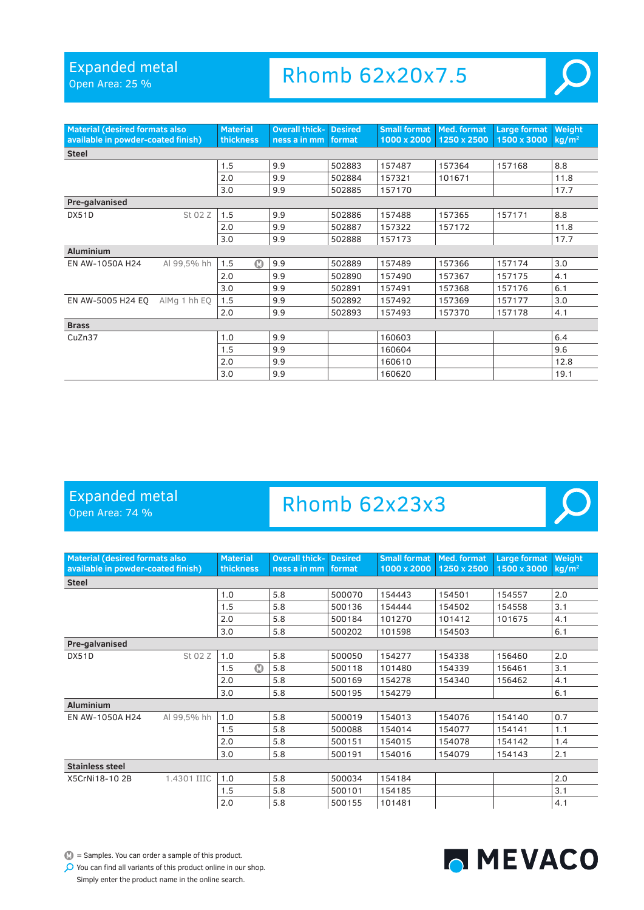# Expanded metal

Open Area: 25 %

## Rhomb 62x20x7.5

| Material (desired formats also available in powder-coated finish) | | Material thickness | Overall thickness a in mm | Desired format | Small format 1000 x 2000 | Med. format 1250 x 2500 | Large format 1500 x 3000 | Weight kg/m² |
|---|---|---|---|---|---|---|---|---|
| **Steel** | | | | | | | | |
| | | 1.5 | 9.9 | 502883 | 157487 | 157364 | 157168 | 8.8 |
| | | 2.0 | 9.9 | 502884 | 157321 | 101671 | | 11.8 |
| | | 3.0 | 9.9 | 502885 | 157170 | | | 17.7 |
| **Pre-galvanised** | | | | | | | | |
| DX51D | St 02 Z | 1.5 | 9.9 | 502886 | 157488 | 157365 | 157171 | 8.8 |
| | | 2.0 | 9.9 | 502887 | 157322 | 157172 | | 11.8 |
| | | 3.0 | 9.9 | 502888 | 157173 | | | 17.7 |
| **Aluminium** | | | | | | | | |
| EN AW-1050A H24 | Al 99,5% hh | 1.5 Ⓜ | 9.9 | 502889 | 157489 | 157366 | 157174 | 3.0 |
| | | 2.0 | 9.9 | 502890 | 157490 | 157367 | 157175 | 4.1 |
| | | 3.0 | 9.9 | 502891 | 157491 | 157368 | 157176 | 6.1 |
| EN AW-5005 H24 EQ | AlMg 1 hh EQ | 1.5 | 9.9 | 502892 | 157492 | 157369 | 157177 | 3.0 |
| | | 2.0 | 9.9 | 502893 | 157493 | 157370 | 157178 | 4.1 |
| **Brass** | | | | | | | | |
| CuZn37 | | 1.0 | 9.9 | | 160603 | | | 6.4 |
| | | 1.5 | 9.9 | | 160604 | | | 9.6 |
| | | 2.0 | 9.9 | | 160610 | | | 12.8 |
| | | 3.0 | 9.9 | | 160620 | | | 19.1 |

# Expanded metal

Open Area: 74 %

## Rhomb 62x23x3

| Material (desired formats also available in powder-coated finish) | | Material thickness | Overall thickness a in mm | Desired format | Small format 1000 x 2000 | Med. format 1250 x 2500 | Large format 1500 x 3000 | Weight kg/m² |
|---|---|---|---|---|---|---|---|---|
| **Steel** | | | | | | | | |
| | | 1.0 | 5.8 | 500070 | 154443 | 154501 | 154557 | 2.0 |
| | | 1.5 | 5.8 | 500136 | 154444 | 154502 | 154558 | 3.1 |
| | | 2.0 | 5.8 | 500184 | 101270 | 101412 | 101675 | 4.1 |
| | | 3.0 | 5.8 | 500202 | 101598 | 154503 | | 6.1 |
| **Pre-galvanised** | | | | | | | | |
| DX51D | St 02 Z | 1.0 | 5.8 | 500050 | 154277 | 154338 | 156460 | 2.0 |
| | | 1.5 Ⓜ | 5.8 | 500118 | 101480 | 154339 | 156461 | 3.1 |
| | | 2.0 | 5.8 | 500169 | 154278 | 154340 | 156462 | 4.1 |
| | | 3.0 | 5.8 | 500195 | 154279 | | | 6.1 |
| **Aluminium** | | | | | | | | |
| EN AW-1050A H24 | Al 99,5% hh | 1.0 | 5.8 | 500019 | 154013 | 154076 | 154140 | 0.7 |
| | | 1.5 | 5.8 | 500088 | 154014 | 154077 | 154141 | 1.1 |
| | | 2.0 | 5.8 | 500151 | 154015 | 154078 | 154142 | 1.4 |
| | | 3.0 | 5.8 | 500191 | 154016 | 154079 | 154143 | 2.1 |
| **Stainless steel** | | | | | | | | |
| X5CrNi18-10 2B | 1.4301 IIIC | 1.0 | 5.8 | 500034 | 154184 | | | 2.0 |
| | | 1.5 | 5.8 | 500101 | 154185 | | | 3.1 |
| | | 2.0 | 5.8 | 500155 | 101481 | | | 4.1 |

Ⓜ = Samples. You can order a sample of this product.

You can find all variants of this product online in our shop. Simply enter the product name in the online search.

MEVACO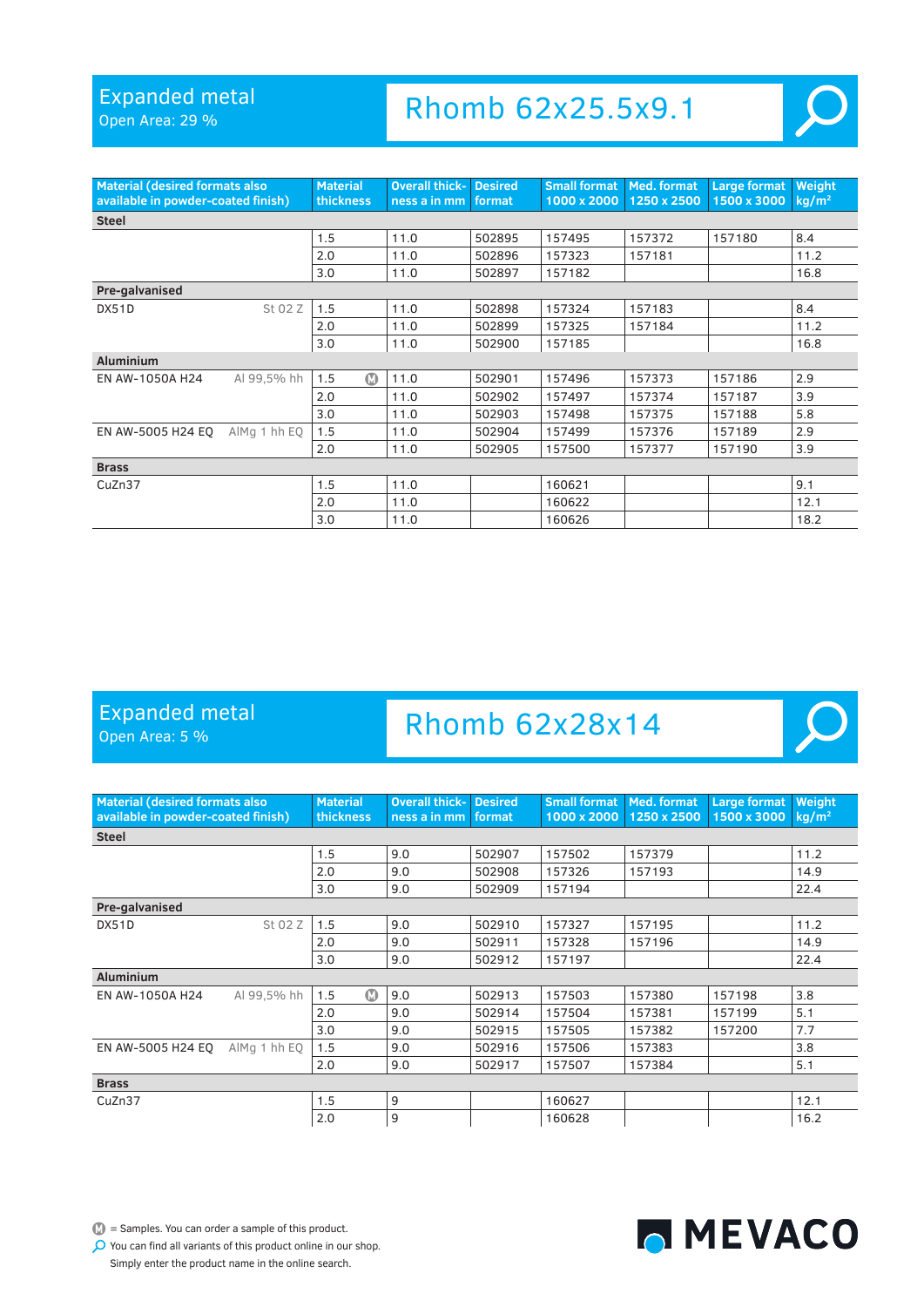## Expanded metal
Open Area: 29 %

# Rhomb 62x25.5x9.1

| Material (desired formats also available in powder-coated finish) | | Material thickness | Overall thickness a in mm | Desired format | Small format 1000 x 2000 | Med. format 1250 x 2500 | Large format 1500 x 3000 | Weight kg/m² |
|---|---|---|---|---|---|---|---|---|
| **Steel** | | | | | | | | |
| | | 1.5 | 11.0 | 502895 | 157495 | 157372 | 157180 | 8.4 |
| | | 2.0 | 11.0 | 502896 | 157323 | 157181 | | 11.2 |
| | | 3.0 | 11.0 | 502897 | 157182 | | | 16.8 |
| **Pre-galvanised** | | | | | | | | |
| DX51D | St 02 Z | 1.5 | 11.0 | 502898 | 157324 | 157183 | | 8.4 |
| | | 2.0 | 11.0 | 502899 | 157325 | 157184 | | 11.2 |
| | | 3.0 | 11.0 | 502900 | 157185 | | | 16.8 |
| **Aluminium** | | | | | | | | |
| EN AW-1050A H24 | Al 99,5% hh | 1.5 Ⓜ | 11.0 | 502901 | 157496 | 157373 | 157186 | 2.9 |
| | | 2.0 | 11.0 | 502902 | 157497 | 157374 | 157187 | 3.9 |
| | | 3.0 | 11.0 | 502903 | 157498 | 157375 | 157188 | 5.8 |
| EN AW-5005 H24 EQ | AlMg 1 hh EQ | 1.5 | 11.0 | 502904 | 157499 | 157376 | 157189 | 2.9 |
| | | 2.0 | 11.0 | 502905 | 157500 | 157377 | 157190 | 3.9 |
| **Brass** | | | | | | | | |
| CuZn37 | | 1.5 | 11.0 | | 160621 | | | 9.1 |
| | | 2.0 | 11.0 | | 160622 | | | 12.1 |
| | | 3.0 | 11.0 | | 160626 | | | 18.2 |

## Expanded metal
Open Area: 5 %

# Rhomb 62x28x14

| Material (desired formats also available in powder-coated finish) | | Material thickness | Overall thickness a in mm | Desired format | Small format 1000 x 2000 | Med. format 1250 x 2500 | Large format 1500 x 3000 | Weight kg/m² |
|---|---|---|---|---|---|---|---|---|
| **Steel** | | | | | | | | |
| | | 1.5 | 9.0 | 502907 | 157502 | 157379 | | 11.2 |
| | | 2.0 | 9.0 | 502908 | 157326 | 157193 | | 14.9 |
| | | 3.0 | 9.0 | 502909 | 157194 | | | 22.4 |
| **Pre-galvanised** | | | | | | | | |
| DX51D | St 02 Z | 1.5 | 9.0 | 502910 | 157327 | 157195 | | 11.2 |
| | | 2.0 | 9.0 | 502911 | 157328 | 157196 | | 14.9 |
| | | 3.0 | 9.0 | 502912 | 157197 | | | 22.4 |
| **Aluminium** | | | | | | | | |
| EN AW-1050A H24 | Al 99,5% hh | 1.5 Ⓜ | 9.0 | 502913 | 157503 | 157380 | 157198 | 3.8 |
| | | 2.0 | 9.0 | 502914 | 157504 | 157381 | 157199 | 5.1 |
| | | 3.0 | 9.0 | 502915 | 157505 | 157382 | 157200 | 7.7 |
| EN AW-5005 H24 EQ | AlMg 1 hh EQ | 1.5 | 9.0 | 502916 | 157506 | 157383 | | 3.8 |
| | | 2.0 | 9.0 | 502917 | 157507 | 157384 | | 5.1 |
| **Brass** | | | | | | | | |
| CuZn37 | | 1.5 | 9 | | 160627 | | | 12.1 |
| | | 2.0 | 9 | | 160628 | | | 16.2 |

Ⓜ = Samples. You can order a sample of this product.

You can find all variants of this product online in our shop. Simply enter the product name in the online search.

MEVACO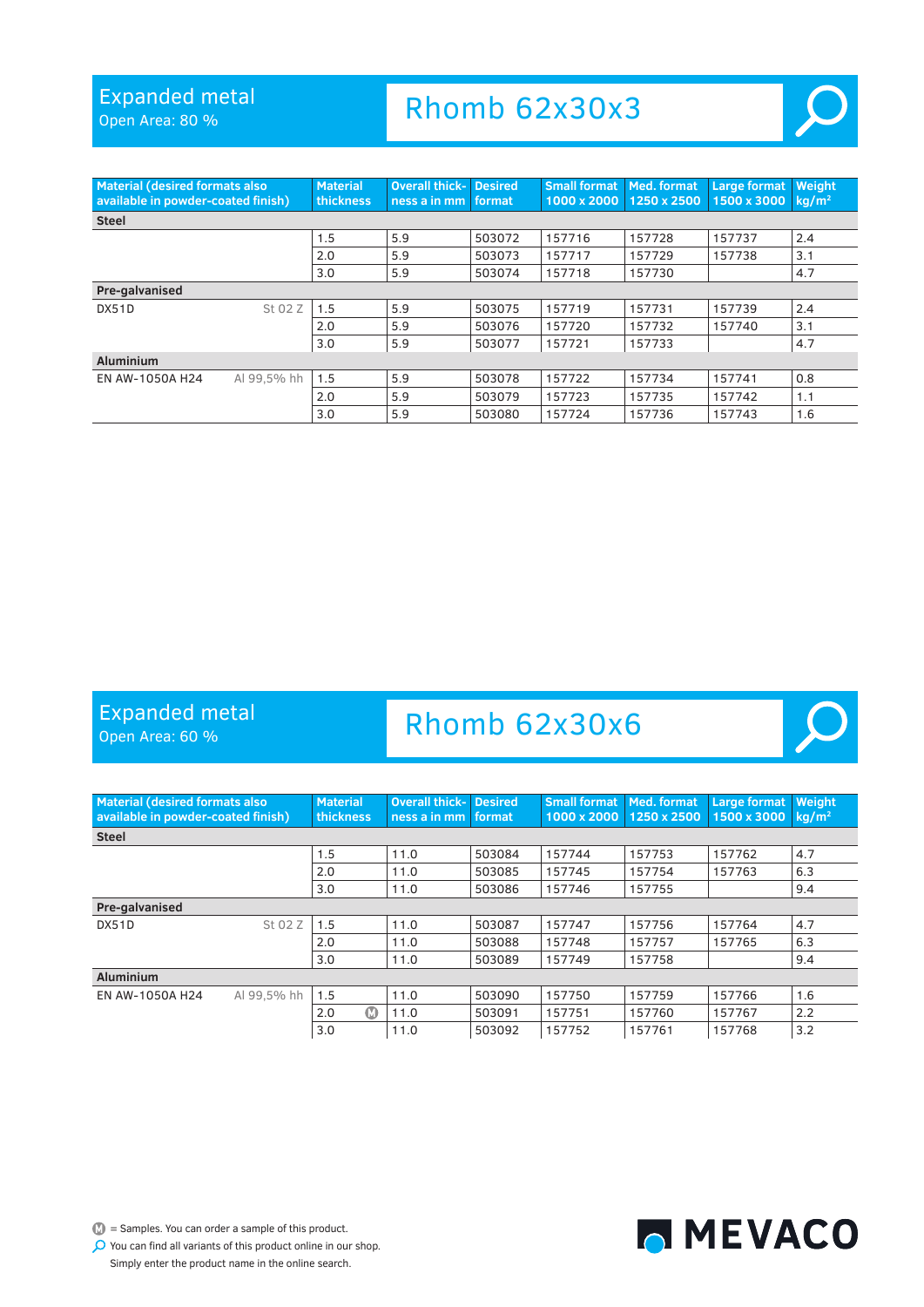# Expanded metal

Open Area: 80 %

## Rhomb 62x30x3

| Material (desired formats also available in powder-coated finish) | | Material thickness | Overall thickness a in mm | Desired format | Small format 1000 x 2000 | Med. format 1250 x 2500 | Large format 1500 x 3000 | Weight kg/m² |
|---|---|---|---|---|---|---|---|---|
| **Steel** | | | | | | | | |
| | | 1.5 | 5.9 | 503072 | 157716 | 157728 | 157737 | 2.4 |
| | | 2.0 | 5.9 | 503073 | 157717 | 157729 | 157738 | 3.1 |
| | | 3.0 | 5.9 | 503074 | 157718 | 157730 | | 4.7 |
| **Pre-galvanised** | | | | | | | | |
| DX51D | St 02 Z | 1.5 | 5.9 | 503075 | 157719 | 157731 | 157739 | 2.4 |
| | | 2.0 | 5.9 | 503076 | 157720 | 157732 | 157740 | 3.1 |
| | | 3.0 | 5.9 | 503077 | 157721 | 157733 | | 4.7 |
| **Aluminium** | | | | | | | | |
| EN AW-1050A H24 | Al 99,5% hh | 1.5 | 5.9 | 503078 | 157722 | 157734 | 157741 | 0.8 |
| | | 2.0 | 5.9 | 503079 | 157723 | 157735 | 157742 | 1.1 |
| | | 3.0 | 5.9 | 503080 | 157724 | 157736 | 157743 | 1.6 |

# Expanded metal

Open Area: 60 %

## Rhomb 62x30x6

| Material (desired formats also available in powder-coated finish) | | Material thickness | Overall thickness a in mm | Desired format | Small format 1000 x 2000 | Med. format 1250 x 2500 | Large format 1500 x 3000 | Weight kg/m² |
|---|---|---|---|---|---|---|---|---|
| **Steel** | | | | | | | | |
| | | 1.5 | 11.0 | 503084 | 157744 | 157753 | 157762 | 4.7 |
| | | 2.0 | 11.0 | 503085 | 157745 | 157754 | 157763 | 6.3 |
| | | 3.0 | 11.0 | 503086 | 157746 | 157755 | | 9.4 |
| **Pre-galvanised** | | | | | | | | |
| DX51D | St 02 Z | 1.5 | 11.0 | 503087 | 157747 | 157756 | 157764 | 4.7 |
| | | 2.0 | 11.0 | 503088 | 157748 | 157757 | 157765 | 6.3 |
| | | 3.0 | 11.0 | 503089 | 157749 | 157758 | | 9.4 |
| **Aluminium** | | | | | | | | |
| EN AW-1050A H24 | Al 99,5% hh | 1.5 | 11.0 | 503090 | 157750 | 157759 | 157766 | 1.6 |
| | | 2.0 (M) | 11.0 | 503091 | 157751 | 157760 | 157767 | 2.2 |
| | | 3.0 | 11.0 | 503092 | 157752 | 157761 | 157768 | 3.2 |

(M) = Samples. You can order a sample of this product.

You can find all variants of this product online in our shop. Simply enter the product name in the online search.

MEVACO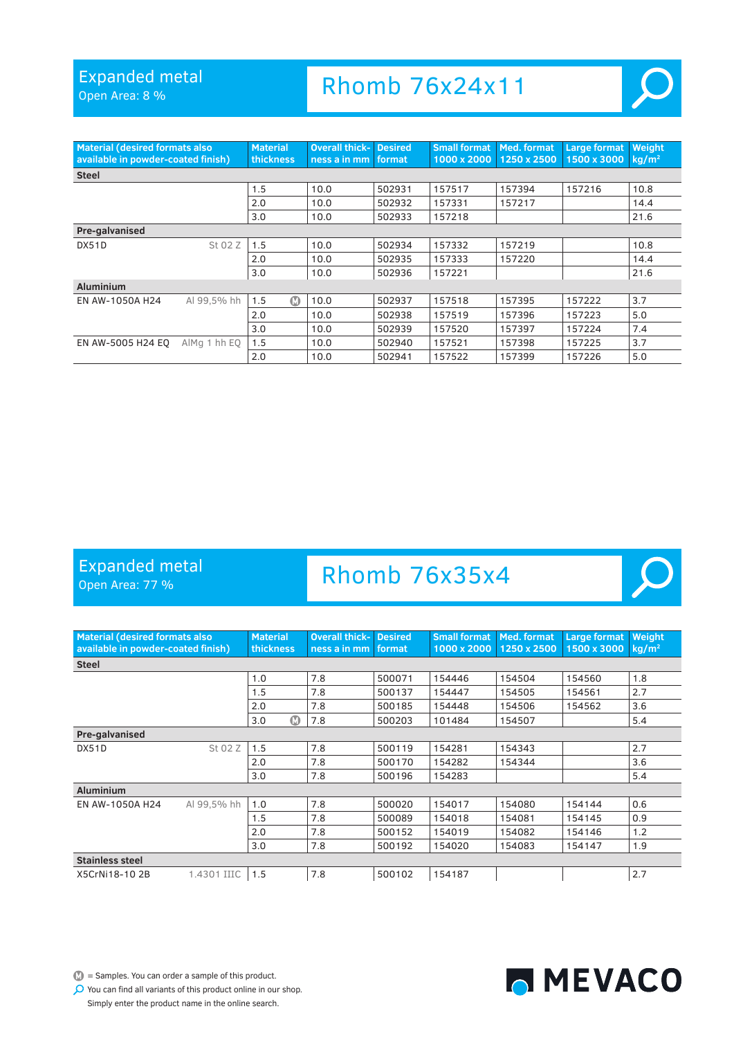# Expanded metal

Open Area: 8 %

## Rhomb 76x24x11

| Material (desired formats also available in powder-coated finish) | | Material thickness | Overall thickness a in mm | Desired format | Small format 1000 x 2000 | Med. format 1250 x 2500 | Large format 1500 x 3000 | Weight kg/m² |
|---|---|---|---|---|---|---|---|---|
| **Steel** | | | | | | | | |
| | | 1.5 | 10.0 | 502931 | 157517 | 157394 | 157216 | 10.8 |
| | | 2.0 | 10.0 | 502932 | 157331 | 157217 | | 14.4 |
| | | 3.0 | 10.0 | 502933 | 157218 | | | 21.6 |
| **Pre-galvanised** | | | | | | | | |
| DX51D | St 02 Z | 1.5 | 10.0 | 502934 | 157332 | 157219 | | 10.8 |
| | | 2.0 | 10.0 | 502935 | 157333 | 157220 | | 14.4 |
| | | 3.0 | 10.0 | 502936 | 157221 | | | 21.6 |
| **Aluminium** | | | | | | | | |
| EN AW-1050A H24 | Al 99,5% hh | 1.5 Ⓜ | 10.0 | 502937 | 157518 | 157395 | 157222 | 3.7 |
| | | 2.0 | 10.0 | 502938 | 157519 | 157396 | 157223 | 5.0 |
| | | 3.0 | 10.0 | 502939 | 157520 | 157397 | 157224 | 7.4 |
| EN AW-5005 H24 EQ | AlMg 1 hh EQ | 1.5 | 10.0 | 502940 | 157521 | 157398 | 157225 | 3.7 |
| | | 2.0 | 10.0 | 502941 | 157522 | 157399 | 157226 | 5.0 |

# Expanded metal

Open Area: 77 %

## Rhomb 76x35x4

| Material (desired formats also available in powder-coated finish) | | Material thickness | Overall thickness a in mm | Desired format | Small format 1000 x 2000 | Med. format 1250 x 2500 | Large format 1500 x 3000 | Weight kg/m² |
|---|---|---|---|---|---|---|---|---|
| **Steel** | | | | | | | | |
| | | 1.0 | 7.8 | 500071 | 154446 | 154504 | 154560 | 1.8 |
| | | 1.5 | 7.8 | 500137 | 154447 | 154505 | 154561 | 2.7 |
| | | 2.0 | 7.8 | 500185 | 154448 | 154506 | 154562 | 3.6 |
| | | 3.0 Ⓜ | 7.8 | 500203 | 101484 | 154507 | | 5.4 |
| **Pre-galvanised** | | | | | | | | |
| DX51D | St 02 Z | 1.5 | 7.8 | 500119 | 154281 | 154343 | | 2.7 |
| | | 2.0 | 7.8 | 500170 | 154282 | 154344 | | 3.6 |
| | | 3.0 | 7.8 | 500196 | 154283 | | | 5.4 |
| **Aluminium** | | | | | | | | |
| EN AW-1050A H24 | Al 99,5% hh | 1.0 | 7.8 | 500020 | 154017 | 154080 | 154144 | 0.6 |
| | | 1.5 | 7.8 | 500089 | 154018 | 154081 | 154145 | 0.9 |
| | | 2.0 | 7.8 | 500152 | 154019 | 154082 | 154146 | 1.2 |
| | | 3.0 | 7.8 | 500192 | 154020 | 154083 | 154147 | 1.9 |
| **Stainless steel** | | | | | | | | |
| X5CrNi18-10 2B | 1.4301 IIIC | 1.5 | 7.8 | 500102 | 154187 | | | 2.7 |

Ⓜ = Samples. You can order a sample of this product.

You can find all variants of this product online in our shop. Simply enter the product name in the online search.

MEVACO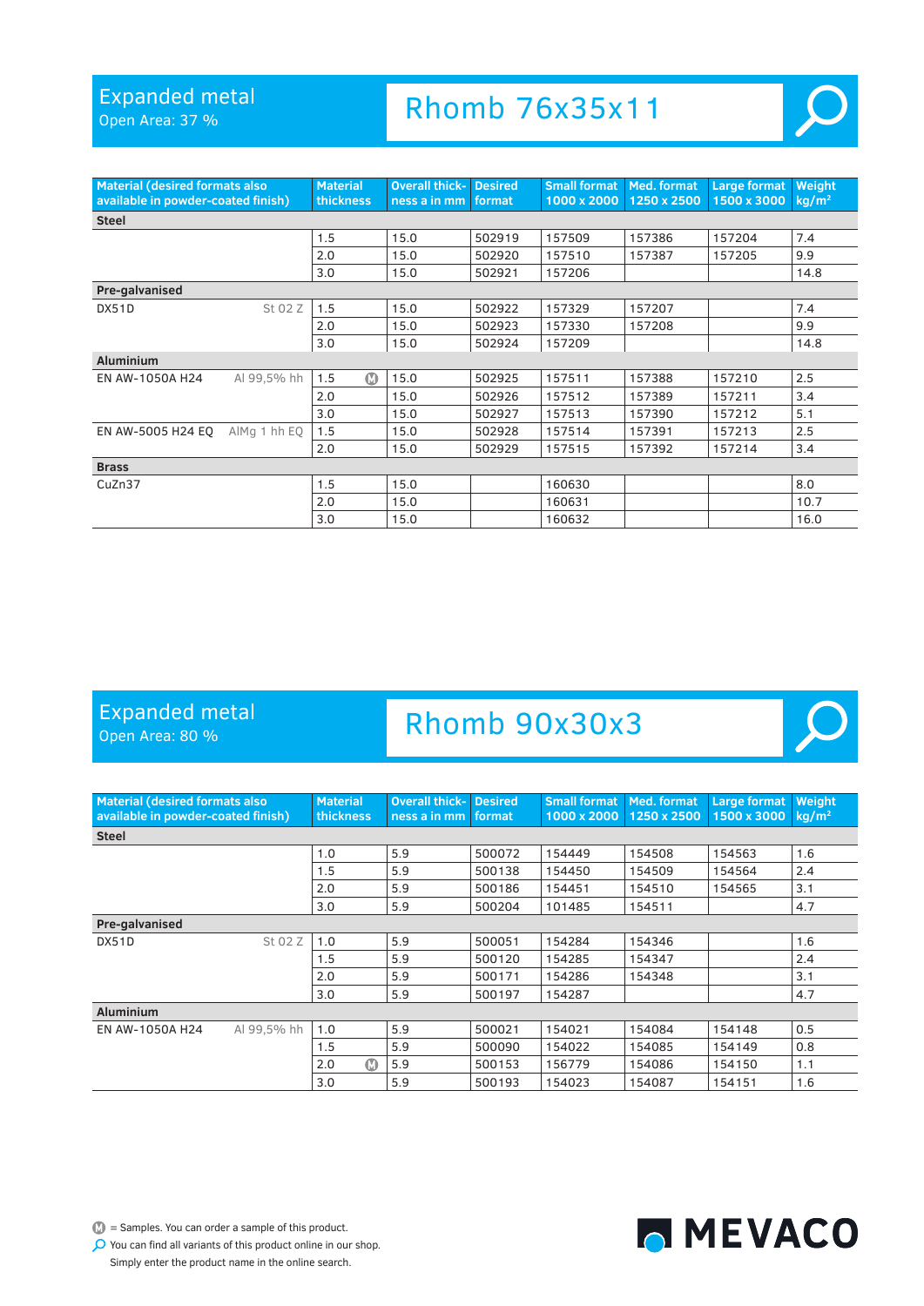## Expanded metal
Open Area: 37 %

# Rhomb 76x35x11

| Material (desired formats also available in powder-coated finish) | | Material thickness | Overall thickness a in mm | Desired format | Small format 1000 x 2000 | Med. format 1250 x 2500 | Large format 1500 x 3000 | Weight kg/m² |
|---|---|---|---|---|---|---|---|---|
| **Steel** | | | | | | | | |
| | | 1.5 | 15.0 | 502919 | 157509 | 157386 | 157204 | 7.4 |
| | | 2.0 | 15.0 | 502920 | 157510 | 157387 | 157205 | 9.9 |
| | | 3.0 | 15.0 | 502921 | 157206 | | | 14.8 |
| **Pre-galvanised** | | | | | | | | |
| DX51D | St 02 Z | 1.5 | 15.0 | 502922 | 157329 | 157207 | | 7.4 |
| | | 2.0 | 15.0 | 502923 | 157330 | 157208 | | 9.9 |
| | | 3.0 | 15.0 | 502924 | 157209 | | | 14.8 |
| **Aluminium** | | | | | | | | |
| EN AW-1050A H24 | Al 99,5% hh | 1.5 Ⓜ | 15.0 | 502925 | 157511 | 157388 | 157210 | 2.5 |
| | | 2.0 | 15.0 | 502926 | 157512 | 157389 | 157211 | 3.4 |
| | | 3.0 | 15.0 | 502927 | 157513 | 157390 | 157212 | 5.1 |
| EN AW-5005 H24 EQ | AlMg 1 hh EQ | 1.5 | 15.0 | 502928 | 157514 | 157391 | 157213 | 2.5 |
| | | 2.0 | 15.0 | 502929 | 157515 | 157392 | 157214 | 3.4 |
| **Brass** | | | | | | | | |
| CuZn37 | | 1.5 | 15.0 | | 160630 | | | 8.0 |
| | | 2.0 | 15.0 | | 160631 | | | 10.7 |
| | | 3.0 | 15.0 | | 160632 | | | 16.0 |

## Expanded metal
Open Area: 80 %

# Rhomb 90x30x3

| Material (desired formats also available in powder-coated finish) | | Material thickness | Overall thickness a in mm | Desired format | Small format 1000 x 2000 | Med. format 1250 x 2500 | Large format 1500 x 3000 | Weight kg/m² |
|---|---|---|---|---|---|---|---|---|
| **Steel** | | | | | | | | |
| | | 1.0 | 5.9 | 500072 | 154449 | 154508 | 154563 | 1.6 |
| | | 1.5 | 5.9 | 500138 | 154450 | 154509 | 154564 | 2.4 |
| | | 2.0 | 5.9 | 500186 | 154451 | 154510 | 154565 | 3.1 |
| | | 3.0 | 5.9 | 500204 | 101485 | 154511 | | 4.7 |
| **Pre-galvanised** | | | | | | | | |
| DX51D | St 02 Z | 1.0 | 5.9 | 500051 | 154284 | 154346 | | 1.6 |
| | | 1.5 | 5.9 | 500120 | 154285 | 154347 | | 2.4 |
| | | 2.0 | 5.9 | 500171 | 154286 | 154348 | | 3.1 |
| | | 3.0 | 5.9 | 500197 | 154287 | | | 4.7 |
| **Aluminium** | | | | | | | | |
| EN AW-1050A H24 | Al 99,5% hh | 1.0 | 5.9 | 500021 | 154021 | 154084 | 154148 | 0.5 |
| | | 1.5 | 5.9 | 500090 | 154022 | 154085 | 154149 | 0.8 |
| | | 2.0 Ⓜ | 5.9 | 500153 | 156779 | 154086 | 154150 | 1.1 |
| | | 3.0 | 5.9 | 500193 | 154023 | 154087 | 154151 | 1.6 |

Ⓜ = Samples. You can order a sample of this product.

You can find all variants of this product online in our shop. Simply enter the product name in the online search.

MEVACO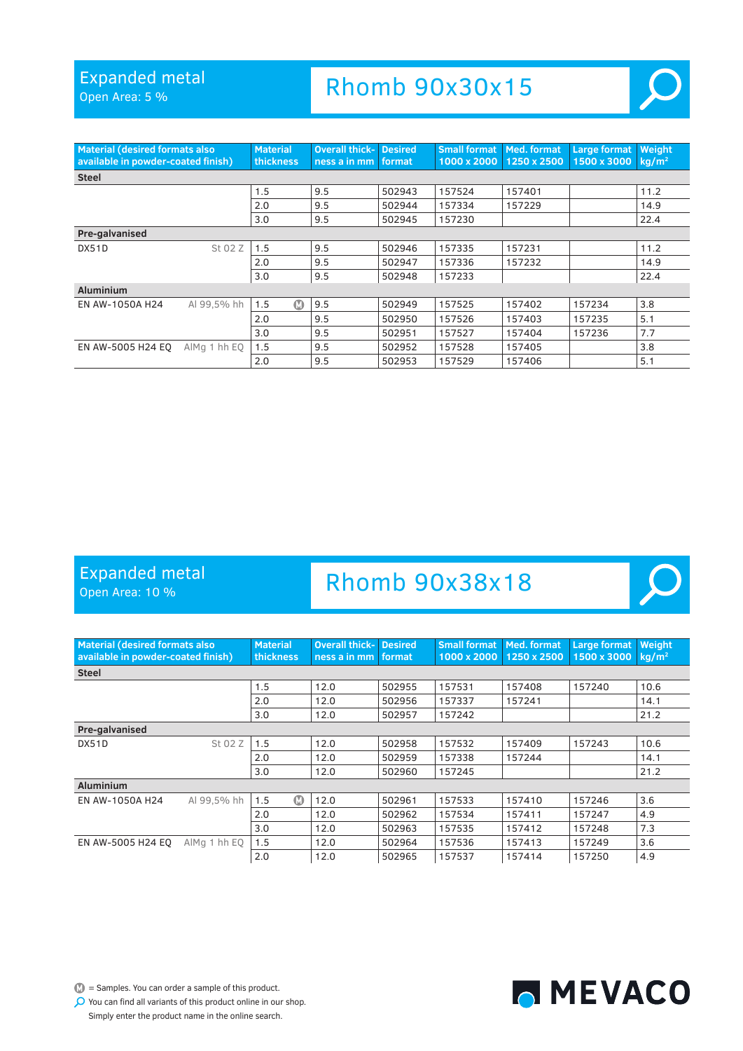# Expanded metal

Open Area: 5 %

## Rhomb 90x30x15

| Material (desired formats also available in powder-coated finish) | | Material thickness | Overall thickness a in mm | Desired format | Small format 1000 x 2000 | Med. format 1250 x 2500 | Large format 1500 x 3000 | Weight kg/m² |
|---|---|---|---|---|---|---|---|---|
| **Steel** | | | | | | | | |
| | | 1.5 | 9.5 | 502943 | 157524 | 157401 | | 11.2 |
| | | 2.0 | 9.5 | 502944 | 157334 | 157229 | | 14.9 |
| | | 3.0 | 9.5 | 502945 | 157230 | | | 22.4 |
| **Pre-galvanised** | | | | | | | | |
| DX51D | St 02 Z | 1.5 | 9.5 | 502946 | 157335 | 157231 | | 11.2 |
| | | 2.0 | 9.5 | 502947 | 157336 | 157232 | | 14.9 |
| | | 3.0 | 9.5 | 502948 | 157233 | | | 22.4 |
| **Aluminium** | | | | | | | | |
| EN AW-1050A H24 | Al 99,5% hh | 1.5 Ⓜ | 9.5 | 502949 | 157525 | 157402 | 157234 | 3.8 |
| | | 2.0 | 9.5 | 502950 | 157526 | 157403 | 157235 | 5.1 |
| | | 3.0 | 9.5 | 502951 | 157527 | 157404 | 157236 | 7.7 |
| EN AW-5005 H24 EQ | AlMg 1 hh EQ | 1.5 | 9.5 | 502952 | 157528 | 157405 | | 3.8 |
| | | 2.0 | 9.5 | 502953 | 157529 | 157406 | | 5.1 |

# Expanded metal

Open Area: 10 %

## Rhomb 90x38x18

| Material (desired formats also available in powder-coated finish) | | Material thickness | Overall thickness a in mm | Desired format | Small format 1000 x 2000 | Med. format 1250 x 2500 | Large format 1500 x 3000 | Weight kg/m² |
|---|---|---|---|---|---|---|---|---|
| **Steel** | | | | | | | | |
| | | 1.5 | 12.0 | 502955 | 157531 | 157408 | 157240 | 10.6 |
| | | 2.0 | 12.0 | 502956 | 157337 | 157241 | | 14.1 |
| | | 3.0 | 12.0 | 502957 | 157242 | | | 21.2 |
| **Pre-galvanised** | | | | | | | | |
| DX51D | St 02 Z | 1.5 | 12.0 | 502958 | 157532 | 157409 | 157243 | 10.6 |
| | | 2.0 | 12.0 | 502959 | 157338 | 157244 | | 14.1 |
| | | 3.0 | 12.0 | 502960 | 157245 | | | 21.2 |
| **Aluminium** | | | | | | | | |
| EN AW-1050A H24 | Al 99,5% hh | 1.5 Ⓜ | 12.0 | 502961 | 157533 | 157410 | 157246 | 3.6 |
| | | 2.0 | 12.0 | 502962 | 157534 | 157411 | 157247 | 4.9 |
| | | 3.0 | 12.0 | 502963 | 157535 | 157412 | 157248 | 7.3 |
| EN AW-5005 H24 EQ | AlMg 1 hh EQ | 1.5 | 12.0 | 502964 | 157536 | 157413 | 157249 | 3.6 |
| | | 2.0 | 12.0 | 502965 | 157537 | 157414 | 157250 | 4.9 |

Ⓜ = Samples. You can order a sample of this product.

You can find all variants of this product online in our shop. Simply enter the product name in the online search.

MEVACO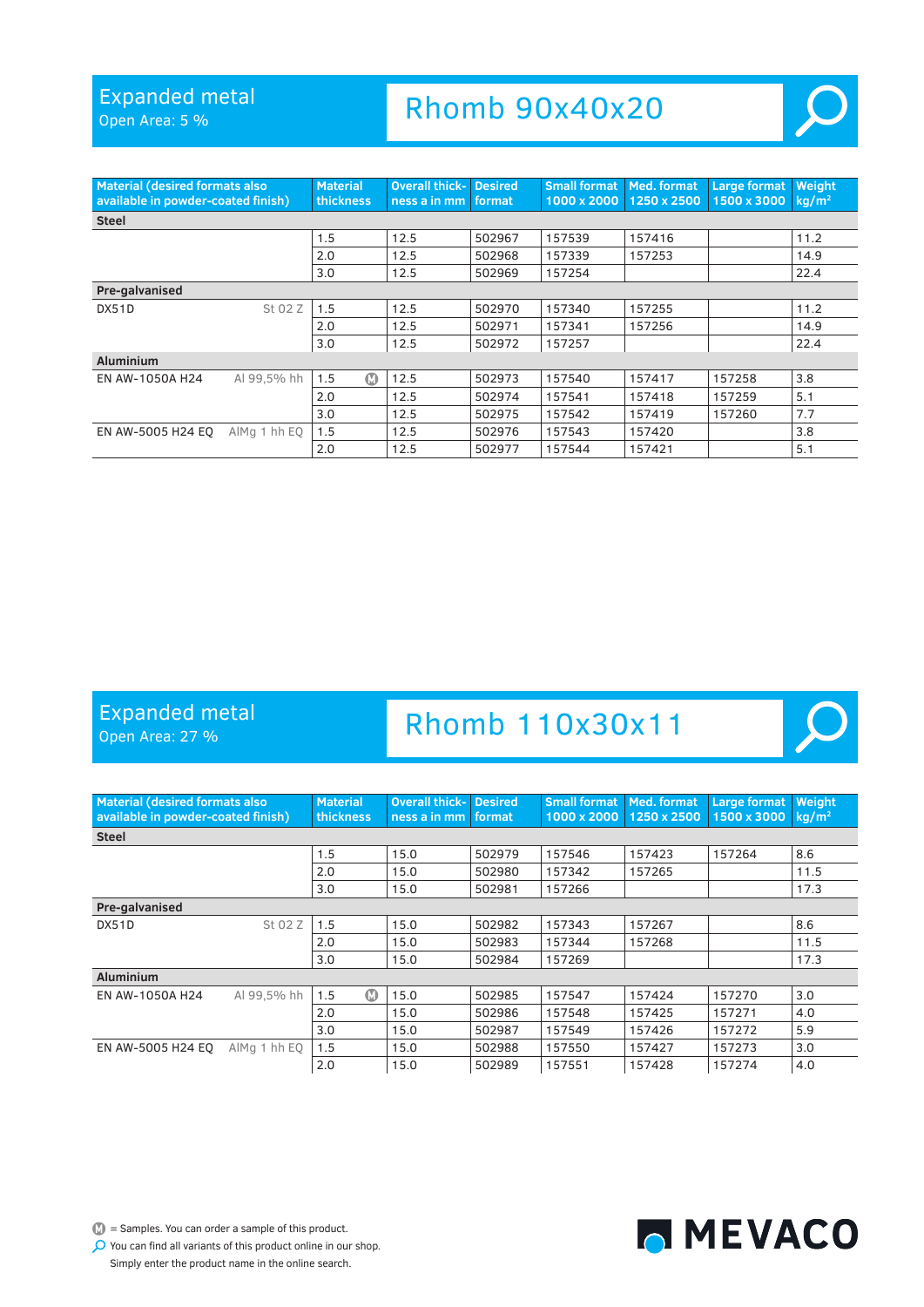## Expanded metal

Open Area: 5 %

# Rhomb 90x40x20

| Material (desired formats also available in powder-coated finish) | | Material thickness | Overall thickness a in mm | Desired format | Small format 1000 x 2000 | Med. format 1250 x 2500 | Large format 1500 x 3000 | Weight kg/m² |
|---|---|---|---|---|---|---|---|---|
| **Steel** | | | | | | | | |
| | | 1.5 | 12.5 | 502967 | 157539 | 157416 | | 11.2 |
| | | 2.0 | 12.5 | 502968 | 157339 | 157253 | | 14.9 |
| | | 3.0 | 12.5 | 502969 | 157254 | | | 22.4 |
| **Pre-galvanised** | | | | | | | | |
| DX51D | St 02 Z | 1.5 | 12.5 | 502970 | 157340 | 157255 | | 11.2 |
| | | 2.0 | 12.5 | 502971 | 157341 | 157256 | | 14.9 |
| | | 3.0 | 12.5 | 502972 | 157257 | | | 22.4 |
| **Aluminium** | | | | | | | | |
| EN AW-1050A H24 | Al 99,5% hh | 1.5 Ⓜ | 12.5 | 502973 | 157540 | 157417 | 157258 | 3.8 |
| | | 2.0 | 12.5 | 502974 | 157541 | 157418 | 157259 | 5.1 |
| | | 3.0 | 12.5 | 502975 | 157542 | 157419 | 157260 | 7.7 |
| EN AW-5005 H24 EQ | AlMg 1 hh EQ | 1.5 | 12.5 | 502976 | 157543 | 157420 | | 3.8 |
| | | 2.0 | 12.5 | 502977 | 157544 | 157421 | | 5.1 |

## Expanded metal

Open Area: 27 %

# Rhomb 110x30x11

| Material (desired formats also available in powder-coated finish) | | Material thickness | Overall thickness a in mm | Desired format | Small format 1000 x 2000 | Med. format 1250 x 2500 | Large format 1500 x 3000 | Weight kg/m² |
|---|---|---|---|---|---|---|---|---|
| **Steel** | | | | | | | | |
| | | 1.5 | 15.0 | 502979 | 157546 | 157423 | 157264 | 8.6 |
| | | 2.0 | 15.0 | 502980 | 157342 | 157265 | | 11.5 |
| | | 3.0 | 15.0 | 502981 | 157266 | | | 17.3 |
| **Pre-galvanised** | | | | | | | | |
| DX51D | St 02 Z | 1.5 | 15.0 | 502982 | 157343 | 157267 | | 8.6 |
| | | 2.0 | 15.0 | 502983 | 157344 | 157268 | | 11.5 |
| | | 3.0 | 15.0 | 502984 | 157269 | | | 17.3 |
| **Aluminium** | | | | | | | | |
| EN AW-1050A H24 | Al 99,5% hh | 1.5 Ⓜ | 15.0 | 502985 | 157547 | 157424 | 157270 | 3.0 |
| | | 2.0 | 15.0 | 502986 | 157548 | 157425 | 157271 | 4.0 |
| | | 3.0 | 15.0 | 502987 | 157549 | 157426 | 157272 | 5.9 |
| EN AW-5005 H24 EQ | AlMg 1 hh EQ | 1.5 | 15.0 | 502988 | 157550 | 157427 | 157273 | 3.0 |
| | | 2.0 | 15.0 | 502989 | 157551 | 157428 | 157274 | 4.0 |

Ⓜ = Samples. You can order a sample of this product.

You can find all variants of this product online in our shop. Simply enter the product name in the online search.

MEVACO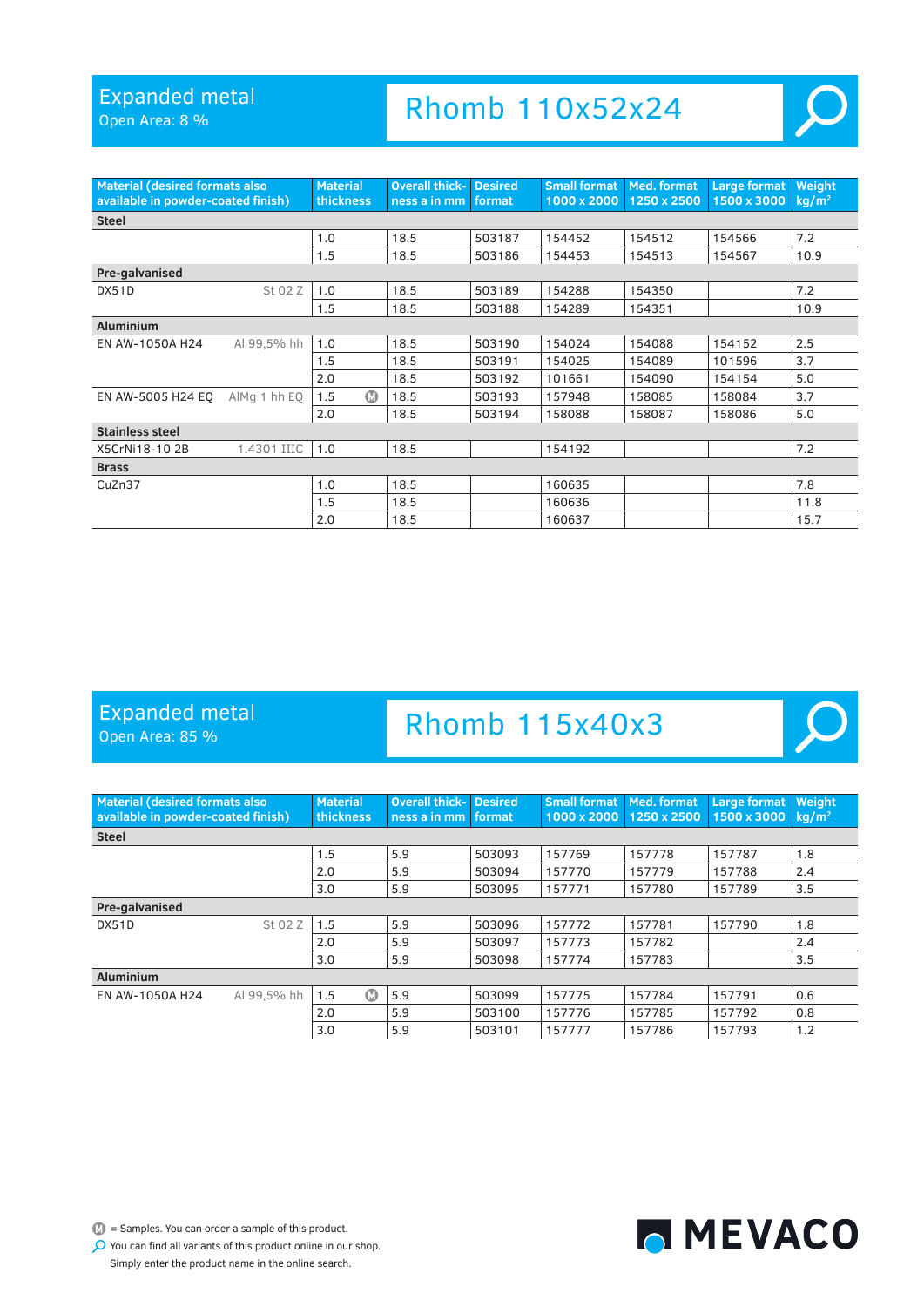# Expanded metal

Open Area: 8 %

## Rhomb 110x52x24

| Material (desired formats also available in powder-coated finish) | | Material thickness | Overall thickness a in mm | Desired format | Small format 1000 x 2000 | Med. format 1250 x 2500 | Large format 1500 x 3000 | Weight kg/m² |
|---|---|---|---|---|---|---|---|---|
| **Steel** | | | | | | | | |
| | | 1.0 | 18.5 | 503187 | 154452 | 154512 | 154566 | 7.2 |
| | | 1.5 | 18.5 | 503186 | 154453 | 154513 | 154567 | 10.9 |
| **Pre-galvanised** | | | | | | | | |
| DX51D | St 02 Z | 1.0 | 18.5 | 503189 | 154288 | 154350 | | 7.2 |
| | | 1.5 | 18.5 | 503188 | 154289 | 154351 | | 10.9 |
| **Aluminium** | | | | | | | | |
| EN AW-1050A H24 | Al 99,5% hh | 1.0 | 18.5 | 503190 | 154024 | 154088 | 154152 | 2.5 |
| | | 1.5 | 18.5 | 503191 | 154025 | 154089 | 101596 | 3.7 |
| | | 2.0 | 18.5 | 503192 | 101661 | 154090 | 154154 | 5.0 |
| EN AW-5005 H24 EQ | AlMg 1 hh EQ | 1.5 Ⓜ | 18.5 | 503193 | 157948 | 158085 | 158084 | 3.7 |
| | | 2.0 | 18.5 | 503194 | 158088 | 158087 | 158086 | 5.0 |
| **Stainless steel** | | | | | | | | |
| X5CrNi18-10 2B | 1.4301 IIIC | 1.0 | 18.5 | | 154192 | | | 7.2 |
| **Brass** | | | | | | | | |
| CuZn37 | | 1.0 | 18.5 | | 160635 | | | 7.8 |
| | | 1.5 | 18.5 | | 160636 | | | 11.8 |
| | | 2.0 | 18.5 | | 160637 | | | 15.7 |

# Expanded metal

Open Area: 85 %

## Rhomb 115x40x3

| Material (desired formats also available in powder-coated finish) | | Material thickness | Overall thickness a in mm | Desired format | Small format 1000 x 2000 | Med. format 1250 x 2500 | Large format 1500 x 3000 | Weight kg/m² |
|---|---|---|---|---|---|---|---|---|
| **Steel** | | | | | | | | |
| | | 1.5 | 5.9 | 503093 | 157769 | 157778 | 157787 | 1.8 |
| | | 2.0 | 5.9 | 503094 | 157770 | 157779 | 157788 | 2.4 |
| | | 3.0 | 5.9 | 503095 | 157771 | 157780 | 157789 | 3.5 |
| **Pre-galvanised** | | | | | | | | |
| DX51D | St 02 Z | 1.5 | 5.9 | 503096 | 157772 | 157781 | 157790 | 1.8 |
| | | 2.0 | 5.9 | 503097 | 157773 | 157782 | | 2.4 |
| | | 3.0 | 5.9 | 503098 | 157774 | 157783 | | 3.5 |
| **Aluminium** | | | | | | | | |
| EN AW-1050A H24 | Al 99,5% hh | 1.5 Ⓜ | 5.9 | 503099 | 157775 | 157784 | 157791 | 0.6 |
| | | 2.0 | 5.9 | 503100 | 157776 | 157785 | 157792 | 0.8 |
| | | 3.0 | 5.9 | 503101 | 157777 | 157786 | 157793 | 1.2 |

Ⓜ = Samples. You can order a sample of this product.

You can find all variants of this product online in our shop. Simply enter the product name in the online search.

MEVACO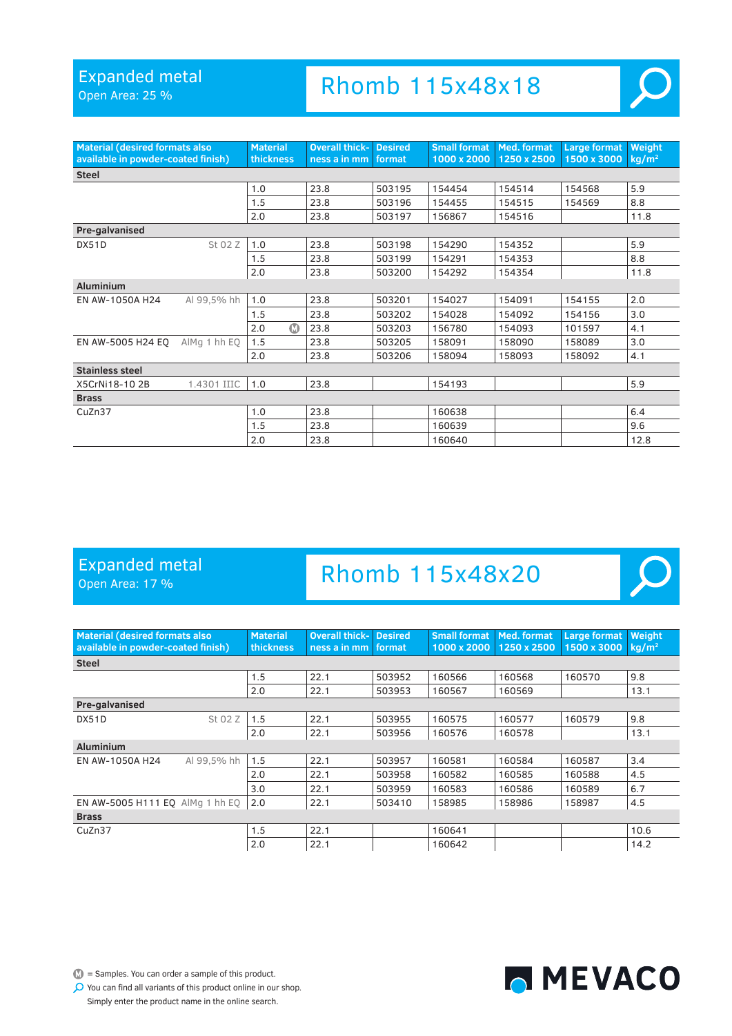# Expanded metal

Open Area: 25 %

## Rhomb 115x48x18

| Material (desired formats also available in powder-coated finish) | | Material thickness | Overall thickness a in mm | Desired format | Small format 1000 x 2000 | Med. format 1250 x 2500 | Large format 1500 x 3000 | Weight kg/m² |
|---|---|---|---|---|---|---|---|---|
| **Steel** | | | | | | | | |
| | | 1.0 | 23.8 | 503195 | 154454 | 154514 | 154568 | 5.9 |
| | | 1.5 | 23.8 | 503196 | 154455 | 154515 | 154569 | 8.8 |
| | | 2.0 | 23.8 | 503197 | 156867 | 154516 | | 11.8 |
| **Pre-galvanised** | | | | | | | | |
| DX51D | St 02 Z | 1.0 | 23.8 | 503198 | 154290 | 154352 | | 5.9 |
| | | 1.5 | 23.8 | 503199 | 154291 | 154353 | | 8.8 |
| | | 2.0 | 23.8 | 503200 | 154292 | 154354 | | 11.8 |
| **Aluminium** | | | | | | | | |
| EN AW-1050A H24 | Al 99,5% hh | 1.0 | 23.8 | 503201 | 154027 | 154091 | 154155 | 2.0 |
| | | 1.5 | 23.8 | 503202 | 154028 | 154092 | 154156 | 3.0 |
| | | 2.0 Ⓜ | 23.8 | 503203 | 156780 | 154093 | 101597 | 4.1 |
| EN AW-5005 H24 EQ | AlMg 1 hh EQ | 1.5 | 23.8 | 503205 | 158091 | 158090 | 158089 | 3.0 |
| | | 2.0 | 23.8 | 503206 | 158094 | 158093 | 158092 | 4.1 |
| **Stainless steel** | | | | | | | | |
| X5CrNi18-10 2B | 1.4301 IIIC | 1.0 | 23.8 | | 154193 | | | 5.9 |
| **Brass** | | | | | | | | |
| CuZn37 | | 1.0 | 23.8 | | 160638 | | | 6.4 |
| | | 1.5 | 23.8 | | 160639 | | | 9.6 |
| | | 2.0 | 23.8 | | 160640 | | | 12.8 |

# Expanded metal

Open Area: 17 %

## Rhomb 115x48x20

| Material (desired formats also available in powder-coated finish) | | Material thickness | Overall thickness a in mm | Desired format | Small format 1000 x 2000 | Med. format 1250 x 2500 | Large format 1500 x 3000 | Weight kg/m² |
|---|---|---|---|---|---|---|---|---|
| **Steel** | | | | | | | | |
| | | 1.5 | 22.1 | 503952 | 160566 | 160568 | 160570 | 9.8 |
| | | 2.0 | 22.1 | 503953 | 160567 | 160569 | | 13.1 |
| **Pre-galvanised** | | | | | | | | |
| DX51D | St 02 Z | 1.5 | 22.1 | 503955 | 160575 | 160577 | 160579 | 9.8 |
| | | 2.0 | 22.1 | 503956 | 160576 | 160578 | | 13.1 |
| **Aluminium** | | | | | | | | |
| EN AW-1050A H24 | Al 99,5% hh | 1.5 | 22.1 | 503957 | 160581 | 160584 | 160587 | 3.4 |
| | | 2.0 | 22.1 | 503958 | 160582 | 160585 | 160588 | 4.5 |
| | | 3.0 | 22.1 | 503959 | 160583 | 160586 | 160589 | 6.7 |
| EN AW-5005 H111 EQ | AlMg 1 hh EQ | 2.0 | 22.1 | 503410 | 158985 | 158986 | 158987 | 4.5 |
| **Brass** | | | | | | | | |
| CuZn37 | | 1.5 | 22.1 | | 160641 | | | 10.6 |
| | | 2.0 | 22.1 | | 160642 | | | 14.2 |

Ⓜ = Samples. You can order a sample of this product.

You can find all variants of this product online in our shop. Simply enter the product name in the online search.

MEVACO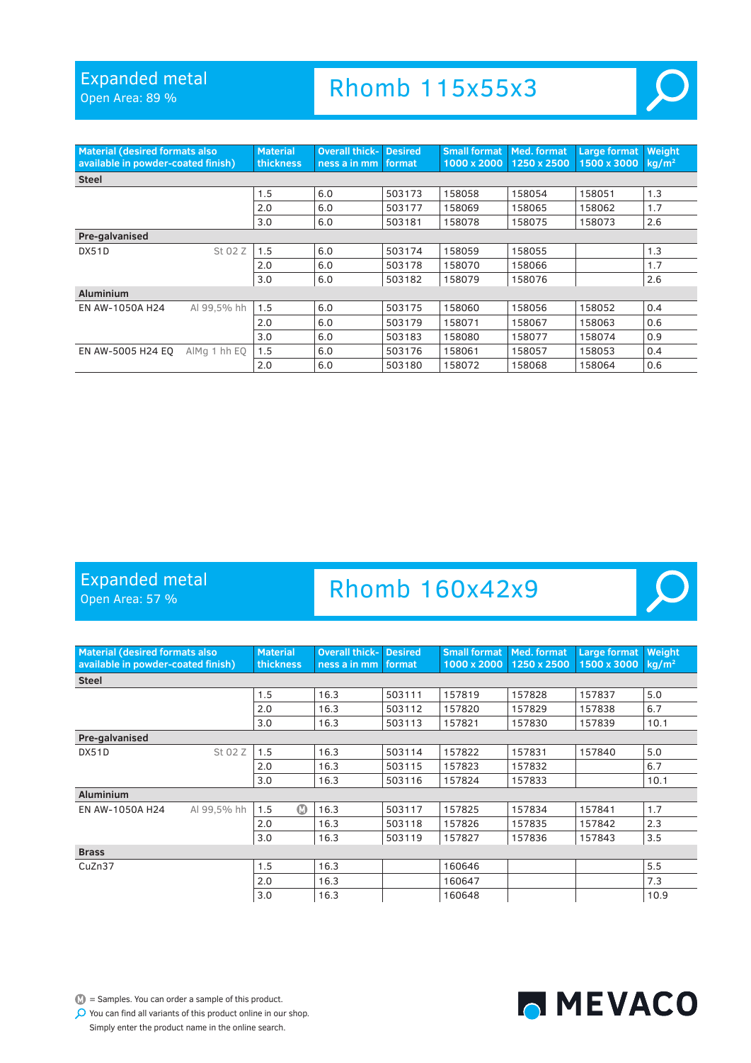# Expanded metal

Open Area: 89 %

## Rhomb 115x55x3

| Material (desired formats also available in powder-coated finish) | | Material thickness | Overall thickness a in mm | Desired format | Small format 1000 x 2000 | Med. format 1250 x 2500 | Large format 1500 x 3000 | Weight kg/m² |
|---|---|---|---|---|---|---|---|---|
| **Steel** | | | | | | | | |
| | | 1.5 | 6.0 | 503173 | 158058 | 158054 | 158051 | 1.3 |
| | | 2.0 | 6.0 | 503177 | 158069 | 158065 | 158062 | 1.7 |
| | | 3.0 | 6.0 | 503181 | 158078 | 158075 | 158073 | 2.6 |
| **Pre-galvanised** | | | | | | | | |
| DX51D | St 02 Z | 1.5 | 6.0 | 503174 | 158059 | 158055 | | 1.3 |
| | | 2.0 | 6.0 | 503178 | 158070 | 158066 | | 1.7 |
| | | 3.0 | 6.0 | 503182 | 158079 | 158076 | | 2.6 |
| **Aluminium** | | | | | | | | |
| EN AW-1050A H24 | Al 99,5% hh | 1.5 | 6.0 | 503175 | 158060 | 158056 | 158052 | 0.4 |
| | | 2.0 | 6.0 | 503179 | 158071 | 158067 | 158063 | 0.6 |
| | | 3.0 | 6.0 | 503183 | 158080 | 158077 | 158074 | 0.9 |
| EN AW-5005 H24 EQ | AlMg 1 hh EQ | 1.5 | 6.0 | 503176 | 158061 | 158057 | 158053 | 0.4 |
| | | 2.0 | 6.0 | 503180 | 158072 | 158068 | 158064 | 0.6 |

# Expanded metal

Open Area: 57 %

## Rhomb 160x42x9

| Material (desired formats also available in powder-coated finish) | | Material thickness | Overall thickness a in mm | Desired format | Small format 1000 x 2000 | Med. format 1250 x 2500 | Large format 1500 x 3000 | Weight kg/m² |
|---|---|---|---|---|---|---|---|---|
| **Steel** | | | | | | | | |
| | | 1.5 | 16.3 | 503111 | 157819 | 157828 | 157837 | 5.0 |
| | | 2.0 | 16.3 | 503112 | 157820 | 157829 | 157838 | 6.7 |
| | | 3.0 | 16.3 | 503113 | 157821 | 157830 | 157839 | 10.1 |
| **Pre-galvanised** | | | | | | | | |
| DX51D | St 02 Z | 1.5 | 16.3 | 503114 | 157822 | 157831 | 157840 | 5.0 |
| | | 2.0 | 16.3 | 503115 | 157823 | 157832 | | 6.7 |
| | | 3.0 | 16.3 | 503116 | 157824 | 157833 | | 10.1 |
| **Aluminium** | | | | | | | | |
| EN AW-1050A H24 | Al 99,5% hh | 1.5 (M) | 16.3 | 503117 | 157825 | 157834 | 157841 | 1.7 |
| | | 2.0 | 16.3 | 503118 | 157826 | 157835 | 157842 | 2.3 |
| | | 3.0 | 16.3 | 503119 | 157827 | 157836 | 157843 | 3.5 |
| **Brass** | | | | | | | | |
| CuZn37 | | 1.5 | 16.3 | | 160646 | | | 5.5 |
| | | 2.0 | 16.3 | | 160647 | | | 7.3 |
| | | 3.0 | 16.3 | | 160648 | | | 10.9 |

(M) = Samples. You can order a sample of this product.

You can find all variants of this product online in our shop. Simply enter the product name in the online search.

MEVACO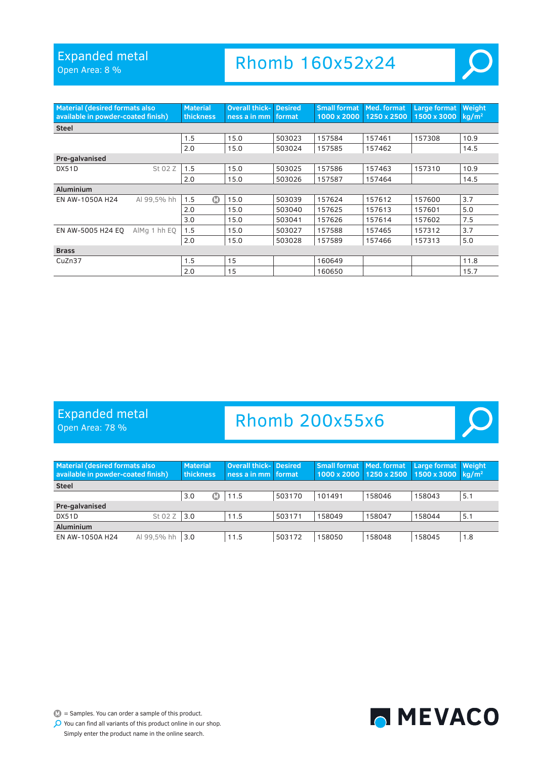# Expanded metal

Open Area: 8 %

## Rhomb 160x52x24

| Material (desired formats also available in powder-coated finish) | | Material thickness | Overall thickness a in mm | Desired format | Small format 1000 x 2000 | Med. format 1250 x 2500 | Large format 1500 x 3000 | Weight kg/m² |
|---|---|---|---|---|---|---|---|---|
| **Steel** | | | | | | | | |
| | | 1.5 | 15.0 | 503023 | 157584 | 157461 | 157308 | 10.9 |
| | | 2.0 | 15.0 | 503024 | 157585 | 157462 | | 14.5 |
| **Pre-galvanised** | | | | | | | | |
| DX51D | St 02 Z | 1.5 | 15.0 | 503025 | 157586 | 157463 | 157310 | 10.9 |
| | | 2.0 | 15.0 | 503026 | 157587 | 157464 | | 14.5 |
| **Aluminium** | | | | | | | | |
| EN AW-1050A H24 | Al 99,5% hh | 1.5 Ⓜ | 15.0 | 503039 | 157624 | 157612 | 157600 | 3.7 |
| | | 2.0 | 15.0 | 503040 | 157625 | 157613 | 157601 | 5.0 |
| | | 3.0 | 15.0 | 503041 | 157626 | 157614 | 157602 | 7.5 |
| EN AW-5005 H24 EQ | AlMg 1 hh EQ | 1.5 | 15.0 | 503027 | 157588 | 157465 | 157312 | 3.7 |
| | | 2.0 | 15.0 | 503028 | 157589 | 157466 | 157313 | 5.0 |
| **Brass** | | | | | | | | |
| CuZn37 | | 1.5 | 15 | | 160649 | | | 11.8 |
| | | 2.0 | 15 | | 160650 | | | 15.7 |

# Expanded metal

Open Area: 78 %

## Rhomb 200x55x6

| Material (desired formats also available in powder-coated finish) | | Material thickness | Overall thickness a in mm | Desired format | Small format 1000 x 2000 | Med. format 1250 x 2500 | Large format 1500 x 3000 | Weight kg/m² |
|---|---|---|---|---|---|---|---|---|
| **Steel** | | | | | | | | |
| | | 3.0 Ⓜ | 11.5 | 503170 | 101491 | 158046 | 158043 | 5.1 |
| **Pre-galvanised** | | | | | | | | |
| DX51D | St 02 Z | 3.0 | 11.5 | 503171 | 158049 | 158047 | 158044 | 5.1 |
| **Aluminium** | | | | | | | | |
| EN AW-1050A H24 | Al 99,5% hh | 3.0 | 11.5 | 503172 | 158050 | 158048 | 158045 | 1.8 |

Ⓜ = Samples. You can order a sample of this product.

You can find all variants of this product online in our shop. Simply enter the product name in the online search.

MEVACO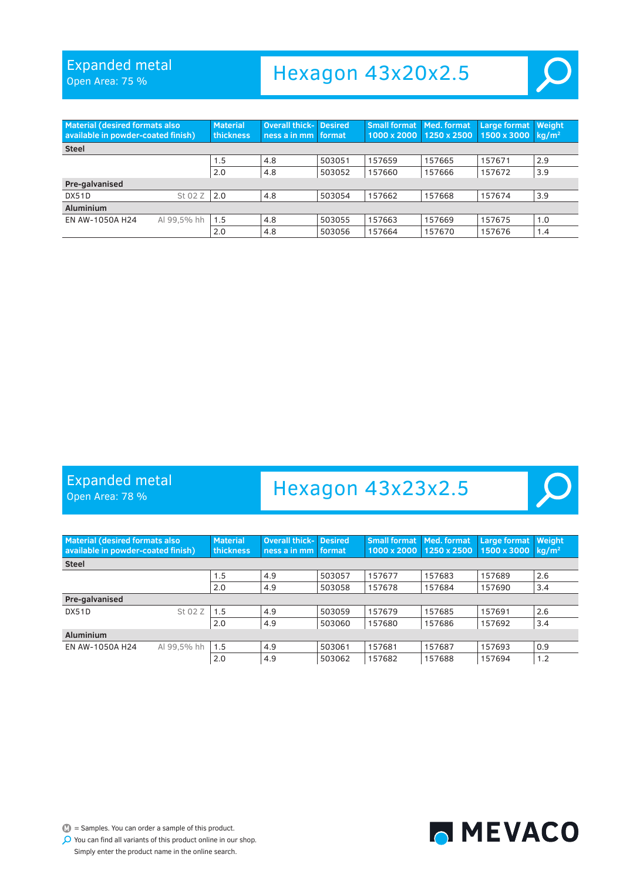## Expanded metal

Open Area: 75 %

# Hexagon 43x20x2.5

| Material (desired formats also available in powder-coated finish) | | Material thickness | Overall thickness a in mm | Desired format | Small format 1000 x 2000 | Med. format 1250 x 2500 | Large format 1500 x 3000 | Weight kg/m² |
|---|---|---|---|---|---|---|---|---|
| **Steel** | | | | | | | | |
| | | 1.5 | 4.8 | 503051 | 157659 | 157665 | 157671 | 2.9 |
| | | 2.0 | 4.8 | 503052 | 157660 | 157666 | 157672 | 3.9 |
| **Pre-galvanised** | | | | | | | | |
| DX51D | St 02 Z | 2.0 | 4.8 | 503054 | 157662 | 157668 | 157674 | 3.9 |
| **Aluminium** | | | | | | | | |
| EN AW-1050A H24 | Al 99,5% hh | 1.5 | 4.8 | 503055 | 157663 | 157669 | 157675 | 1.0 |
| | | 2.0 | 4.8 | 503056 | 157664 | 157670 | 157676 | 1.4 |

## Expanded metal

Open Area: 78 %

# Hexagon 43x23x2.5

| Material (desired formats also available in powder-coated finish) | | Material thickness | Overall thickness a in mm | Desired format | Small format 1000 x 2000 | Med. format 1250 x 2500 | Large format 1500 x 3000 | Weight kg/m² |
|---|---|---|---|---|---|---|---|---|
| **Steel** | | | | | | | | |
| | | 1.5 | 4.9 | 503057 | 157677 | 157683 | 157689 | 2.6 |
| | | 2.0 | 4.9 | 503058 | 157678 | 157684 | 157690 | 3.4 |
| **Pre-galvanised** | | | | | | | | |
| DX51D | St 02 Z | 1.5 | 4.9 | 503059 | 157679 | 157685 | 157691 | 2.6 |
| | | 2.0 | 4.9 | 503060 | 157680 | 157686 | 157692 | 3.4 |
| **Aluminium** | | | | | | | | |
| EN AW-1050A H24 | Al 99,5% hh | 1.5 | 4.9 | 503061 | 157681 | 157687 | 157693 | 0.9 |
| | | 2.0 | 4.9 | 503062 | 157682 | 157688 | 157694 | 1.2 |

M = Samples. You can order a sample of this product.

You can find all variants of this product online in our shop. Simply enter the product name in the online search.

MEVACO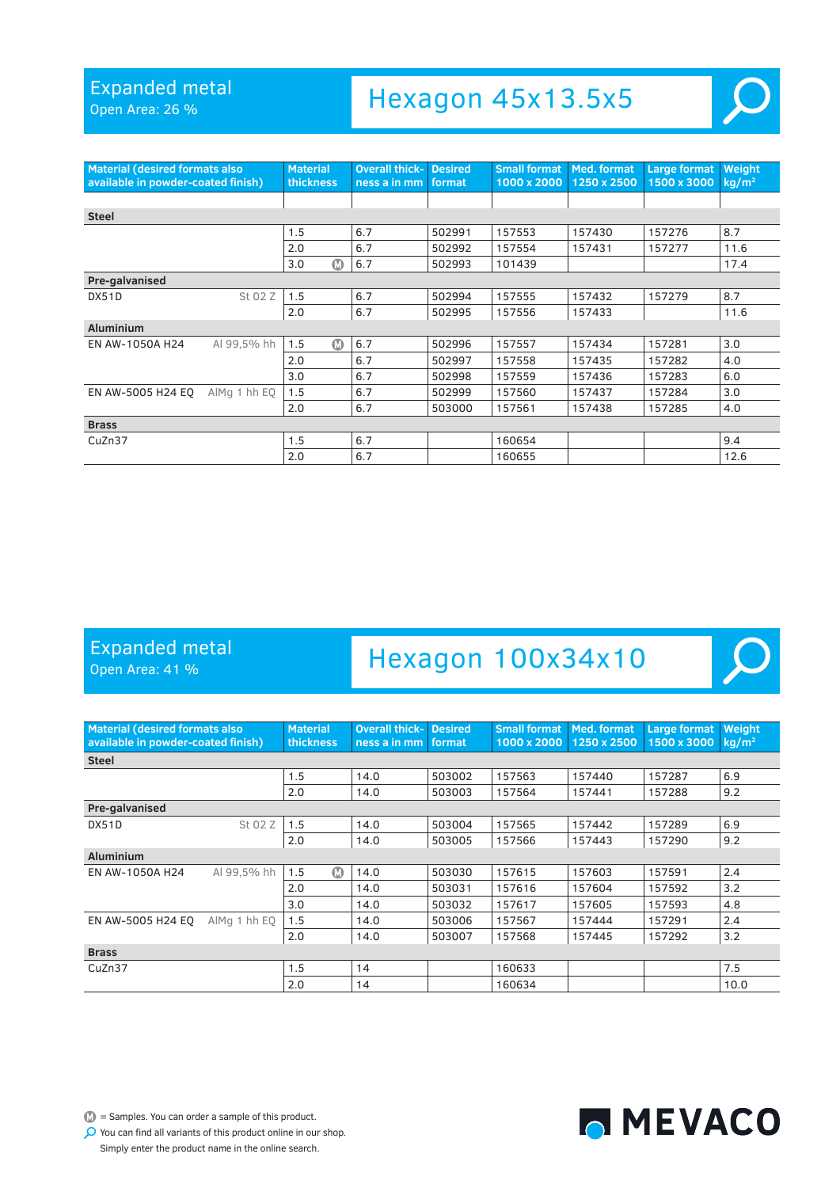## Expanded metal
Open Area: 26 %

# Hexagon 45x13.5x5

| Material (desired formats also available in powder-coated finish) | | Material thickness | Overall thickness a in mm | Desired format | Small format 1000 x 2000 | Med. format 1250 x 2500 | Large format 1500 x 3000 | Weight kg/m² |
|---|---|---|---|---|---|---|---|---|
| **Steel** | | | | | | | | |
| | | 1.5 | 6.7 | 502991 | 157553 | 157430 | 157276 | 8.7 |
| | | 2.0 | 6.7 | 502992 | 157554 | 157431 | 157277 | 11.6 |
| | | 3.0 Ⓜ | 6.7 | 502993 | 101439 | | | 17.4 |
| **Pre-galvanised** | | | | | | | | |
| DX51D | St 02 Z | 1.5 | 6.7 | 502994 | 157555 | 157432 | 157279 | 8.7 |
| | | 2.0 | 6.7 | 502995 | 157556 | 157433 | | 11.6 |
| **Aluminium** | | | | | | | | |
| EN AW-1050A H24 | Al 99,5% hh | 1.5 Ⓜ | 6.7 | 502996 | 157557 | 157434 | 157281 | 3.0 |
| | | 2.0 | 6.7 | 502997 | 157558 | 157435 | 157282 | 4.0 |
| | | 3.0 | 6.7 | 502998 | 157559 | 157436 | 157283 | 6.0 |
| EN AW-5005 H24 EQ | AlMg 1 hh EQ | 1.5 | 6.7 | 502999 | 157560 | 157437 | 157284 | 3.0 |
| | | 2.0 | 6.7 | 503000 | 157561 | 157438 | 157285 | 4.0 |
| **Brass** | | | | | | | | |
| CuZn37 | | 1.5 | 6.7 | | 160654 | | | 9.4 |
| | | 2.0 | 6.7 | | 160655 | | | 12.6 |

## Expanded metal
Open Area: 41 %

# Hexagon 100x34x10

| Material (desired formats also available in powder-coated finish) | | Material thickness | Overall thickness a in mm | Desired format | Small format 1000 x 2000 | Med. format 1250 x 2500 | Large format 1500 x 3000 | Weight kg/m² |
|---|---|---|---|---|---|---|---|---|
| **Steel** | | | | | | | | |
| | | 1.5 | 14.0 | 503002 | 157563 | 157440 | 157287 | 6.9 |
| | | 2.0 | 14.0 | 503003 | 157564 | 157441 | 157288 | 9.2 |
| **Pre-galvanised** | | | | | | | | |
| DX51D | St 02 Z | 1.5 | 14.0 | 503004 | 157565 | 157442 | 157289 | 6.9 |
| | | 2.0 | 14.0 | 503005 | 157566 | 157443 | 157290 | 9.2 |
| **Aluminium** | | | | | | | | |
| EN AW-1050A H24 | Al 99,5% hh | 1.5 Ⓜ | 14.0 | 503030 | 157615 | 157603 | 157591 | 2.4 |
| | | 2.0 | 14.0 | 503031 | 157616 | 157604 | 157592 | 3.2 |
| | | 3.0 | 14.0 | 503032 | 157617 | 157605 | 157593 | 4.8 |
| EN AW-5005 H24 EQ | AlMg 1 hh EQ | 1.5 | 14.0 | 503006 | 157567 | 157444 | 157291 | 2.4 |
| | | 2.0 | 14.0 | 503007 | 157568 | 157445 | 157292 | 3.2 |
| **Brass** | | | | | | | | |
| CuZn37 | | 1.5 | 14 | | 160633 | | | 7.5 |
| | | 2.0 | 14 | | 160634 | | | 10.0 |

Ⓜ = Samples. You can order a sample of this product.

You can find all variants of this product online in our shop. Simply enter the product name in the online search.

MEVACO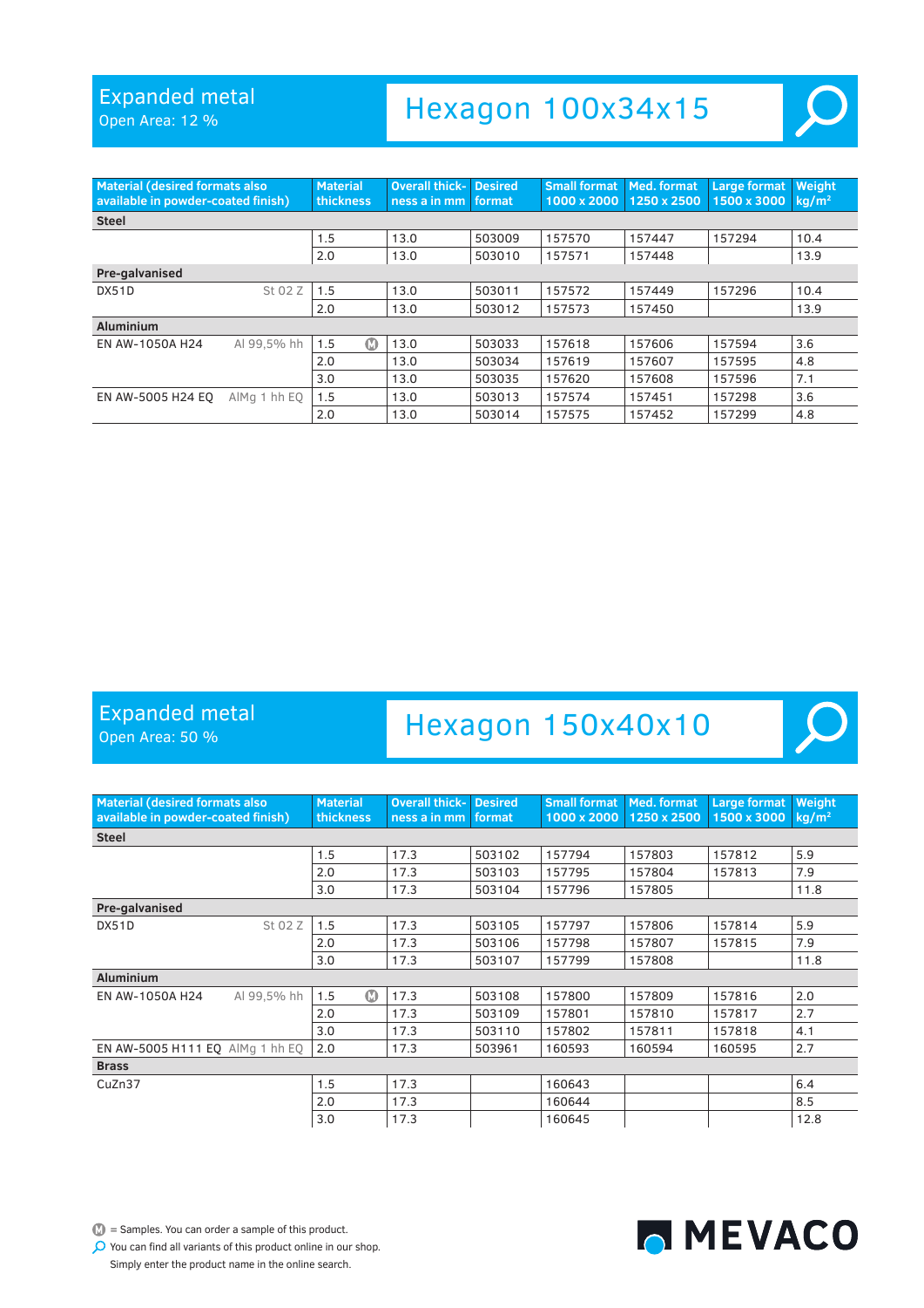## Expanded metal

Open Area: 12 %

# Hexagon 100x34x15

| Material (desired formats also available in powder-coated finish) | | Material thickness | Overall thickness a in mm | Desired format | Small format 1000 x 2000 | Med. format 1250 x 2500 | Large format 1500 x 3000 | Weight kg/m² |
|---|---|---|---|---|---|---|---|---|
| **Steel** | | | | | | | | |
| | | 1.5 | 13.0 | 503009 | 157570 | 157447 | 157294 | 10.4 |
| | | 2.0 | 13.0 | 503010 | 157571 | 157448 | | 13.9 |
| **Pre-galvanised** | | | | | | | | |
| DX51D | St 02 Z | 1.5 | 13.0 | 503011 | 157572 | 157449 | 157296 | 10.4 |
| | | 2.0 | 13.0 | 503012 | 157573 | 157450 | | 13.9 |
| **Aluminium** | | | | | | | | |
| EN AW-1050A H24 | Al 99,5% hh | 1.5 Ⓜ | 13.0 | 503033 | 157618 | 157606 | 157594 | 3.6 |
| | | 2.0 | 13.0 | 503034 | 157619 | 157607 | 157595 | 4.8 |
| | | 3.0 | 13.0 | 503035 | 157620 | 157608 | 157596 | 7.1 |
| EN AW-5005 H24 EQ | AlMg 1 hh EQ | 1.5 | 13.0 | 503013 | 157574 | 157451 | 157298 | 3.6 |
| | | 2.0 | 13.0 | 503014 | 157575 | 157452 | 157299 | 4.8 |

## Expanded metal

Open Area: 50 %

# Hexagon 150x40x10

| Material (desired formats also available in powder-coated finish) | | Material thickness | Overall thickness a in mm | Desired format | Small format 1000 x 2000 | Med. format 1250 x 2500 | Large format 1500 x 3000 | Weight kg/m² |
|---|---|---|---|---|---|---|---|---|
| **Steel** | | | | | | | | |
| | | 1.5 | 17.3 | 503102 | 157794 | 157803 | 157812 | 5.9 |
| | | 2.0 | 17.3 | 503103 | 157795 | 157804 | 157813 | 7.9 |
| | | 3.0 | 17.3 | 503104 | 157796 | 157805 | | 11.8 |
| **Pre-galvanised** | | | | | | | | |
| DX51D | St 02 Z | 1.5 | 17.3 | 503105 | 157797 | 157806 | 157814 | 5.9 |
| | | 2.0 | 17.3 | 503106 | 157798 | 157807 | 157815 | 7.9 |
| | | 3.0 | 17.3 | 503107 | 157799 | 157808 | | 11.8 |
| **Aluminium** | | | | | | | | |
| EN AW-1050A H24 | Al 99,5% hh | 1.5 Ⓜ | 17.3 | 503108 | 157800 | 157809 | 157816 | 2.0 |
| | | 2.0 | 17.3 | 503109 | 157801 | 157810 | 157817 | 2.7 |
| | | 3.0 | 17.3 | 503110 | 157802 | 157811 | 157818 | 4.1 |
| EN AW-5005 H111 EQ | AlMg 1 hh EQ | 2.0 | 17.3 | 503961 | 160593 | 160594 | 160595 | 2.7 |
| **Brass** | | | | | | | | |
| CuZn37 | | 1.5 | 17.3 | | 160643 | | | 6.4 |
| | | 2.0 | 17.3 | | 160644 | | | 8.5 |
| | | 3.0 | 17.3 | | 160645 | | | 12.8 |

Ⓜ = Samples. You can order a sample of this product.

You can find all variants of this product online in our shop. Simply enter the product name in the online search.

MEVACO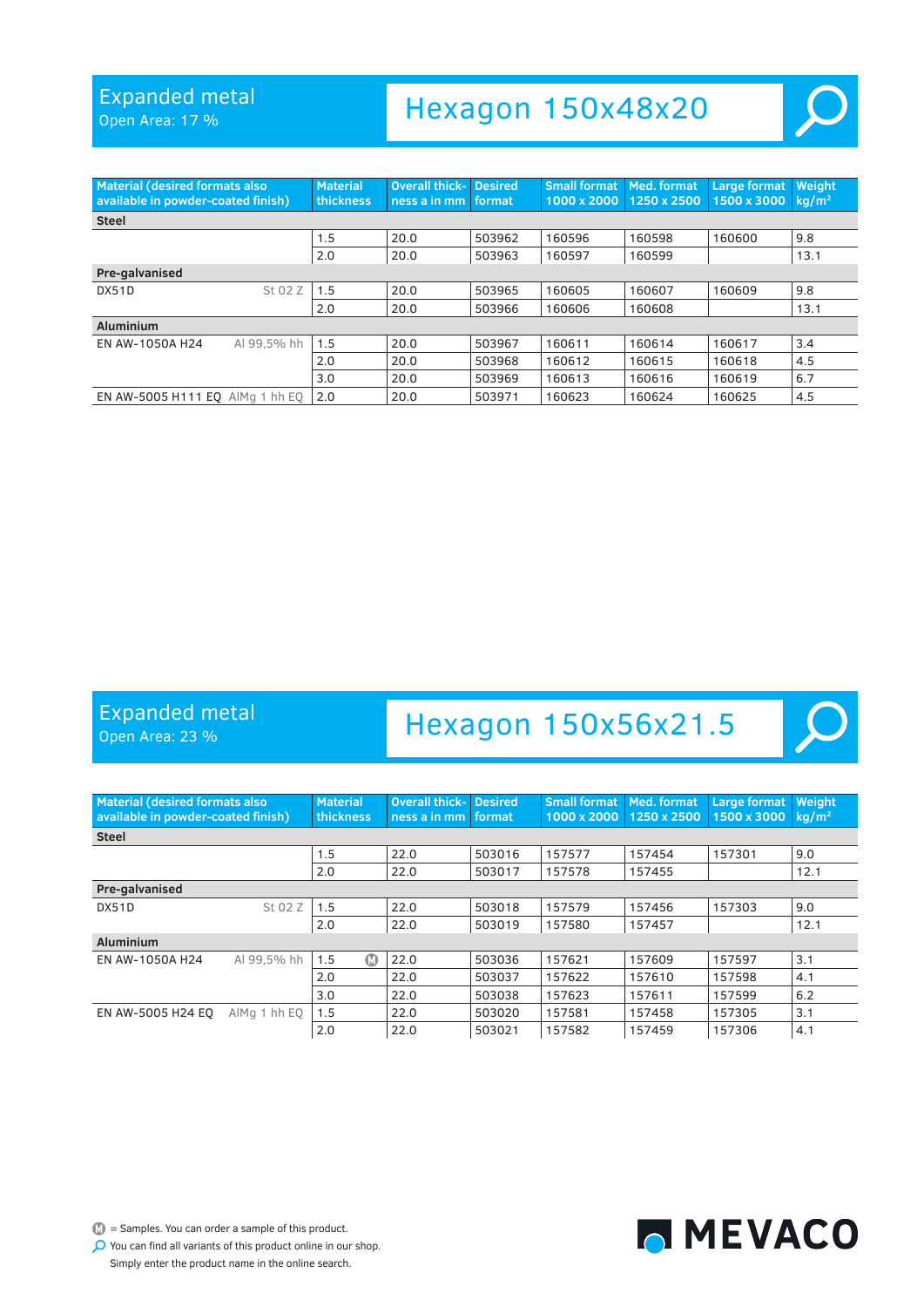## Expanded metal

Open Area: 17 %

# Hexagon 150x48x20

| Material (desired formats also available in powder-coated finish) | | Material thickness | Overall thickness a in mm | Desired format | Small format 1000 x 2000 | Med. format 1250 x 2500 | Large format 1500 x 3000 | Weight kg/m² |
|---|---|---|---|---|---|---|---|---|
| **Steel** | | | | | | | | |
| | | 1.5 | 20.0 | 503962 | 160596 | 160598 | 160600 | 9.8 |
| | | 2.0 | 20.0 | 503963 | 160597 | 160599 | | 13.1 |
| **Pre-galvanised** | | | | | | | | |
| DX51D | St 02 Z | 1.5 | 20.0 | 503965 | 160605 | 160607 | 160609 | 9.8 |
| | | 2.0 | 20.0 | 503966 | 160606 | 160608 | | 13.1 |
| **Aluminium** | | | | | | | | |
| EN AW-1050A H24 | Al 99,5% hh | 1.5 | 20.0 | 503967 | 160611 | 160614 | 160617 | 3.4 |
| | | 2.0 | 20.0 | 503968 | 160612 | 160615 | 160618 | 4.5 |
| | | 3.0 | 20.0 | 503969 | 160613 | 160616 | 160619 | 6.7 |
| EN AW-5005 H111 EQ | AlMg 1 hh EQ | 2.0 | 20.0 | 503971 | 160623 | 160624 | 160625 | 4.5 |

## Expanded metal

Open Area: 23 %

# Hexagon 150x56x21.5

| Material (desired formats also available in powder-coated finish) | | Material thickness | Overall thickness a in mm | Desired format | Small format 1000 x 2000 | Med. format 1250 x 2500 | Large format 1500 x 3000 | Weight kg/m² |
|---|---|---|---|---|---|---|---|---|
| **Steel** | | | | | | | | |
| | | 1.5 | 22.0 | 503016 | 157577 | 157454 | 157301 | 9.0 |
| | | 2.0 | 22.0 | 503017 | 157578 | 157455 | | 12.1 |
| **Pre-galvanised** | | | | | | | | |
| DX51D | St 02 Z | 1.5 | 22.0 | 503018 | 157579 | 157456 | 157303 | 9.0 |
| | | 2.0 | 22.0 | 503019 | 157580 | 157457 | | 12.1 |
| **Aluminium** | | | | | | | | |
| EN AW-1050A H24 | Al 99,5% hh | 1.5 (M) | 22.0 | 503036 | 157621 | 157609 | 157597 | 3.1 |
| | | 2.0 | 22.0 | 503037 | 157622 | 157610 | 157598 | 4.1 |
| | | 3.0 | 22.0 | 503038 | 157623 | 157611 | 157599 | 6.2 |
| EN AW-5005 H24 EQ | AlMg 1 hh EQ | 1.5 | 22.0 | 503020 | 157581 | 157458 | 157305 | 3.1 |
| | | 2.0 | 22.0 | 503021 | 157582 | 157459 | 157306 | 4.1 |

(M) = Samples. You can order a sample of this product.

You can find all variants of this product online in our shop. Simply enter the product name in the online search.

MEVACO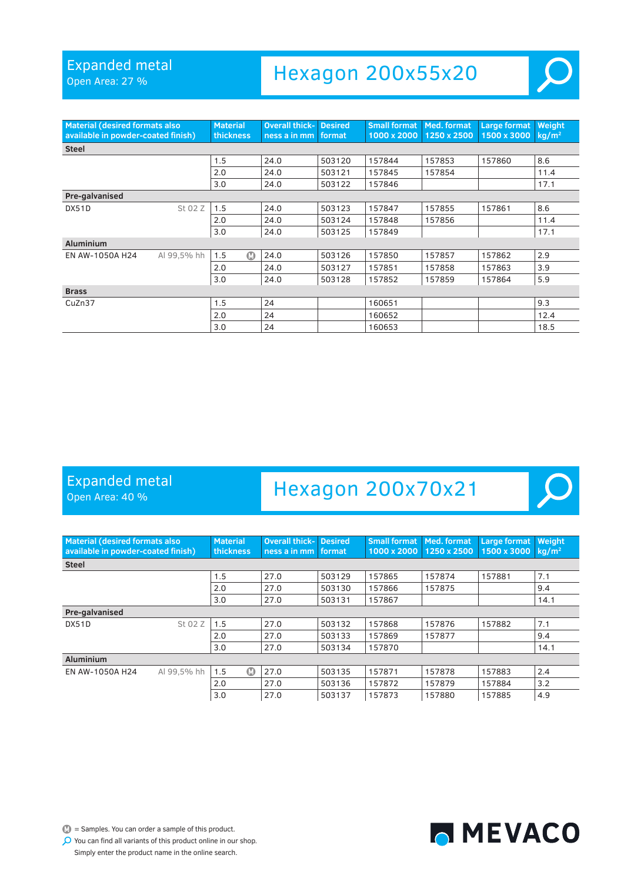## Expanded metal

Open Area: 27 %

# Hexagon 200x55x20

| Material (desired formats also available in powder-coated finish) | | Material thickness | Overall thickness a in mm | Desired format | Small format 1000 x 2000 | Med. format 1250 x 2500 | Large format 1500 x 3000 | Weight kg/m² |
|---|---|---|---|---|---|---|---|---|
| **Steel** | | | | | | | | |
| | | 1.5 | 24.0 | 503120 | 157844 | 157853 | 157860 | 8.6 |
| | | 2.0 | 24.0 | 503121 | 157845 | 157854 | | 11.4 |
| | | 3.0 | 24.0 | 503122 | 157846 | | | 17.1 |
| **Pre-galvanised** | | | | | | | | |
| DX51D | St 02 Z | 1.5 | 24.0 | 503123 | 157847 | 157855 | 157861 | 8.6 |
| | | 2.0 | 24.0 | 503124 | 157848 | 157856 | | 11.4 |
| | | 3.0 | 24.0 | 503125 | 157849 | | | 17.1 |
| **Aluminium** | | | | | | | | |
| EN AW-1050A H24 | Al 99,5% hh | 1.5 Ⓜ | 24.0 | 503126 | 157850 | 157857 | 157862 | 2.9 |
| | | 2.0 | 24.0 | 503127 | 157851 | 157858 | 157863 | 3.9 |
| | | 3.0 | 24.0 | 503128 | 157852 | 157859 | 157864 | 5.9 |
| **Brass** | | | | | | | | |
| CuZn37 | | 1.5 | 24 | | 160651 | | | 9.3 |
| | | 2.0 | 24 | | 160652 | | | 12.4 |
| | | 3.0 | 24 | | 160653 | | | 18.5 |

## Expanded metal

Open Area: 40 %

# Hexagon 200x70x21

| Material (desired formats also available in powder-coated finish) | | Material thickness | Overall thickness a in mm | Desired format | Small format 1000 x 2000 | Med. format 1250 x 2500 | Large format 1500 x 3000 | Weight kg/m² |
|---|---|---|---|---|---|---|---|---|
| **Steel** | | | | | | | | |
| | | 1.5 | 27.0 | 503129 | 157865 | 157874 | 157881 | 7.1 |
| | | 2.0 | 27.0 | 503130 | 157866 | 157875 | | 9.4 |
| | | 3.0 | 27.0 | 503131 | 157867 | | | 14.1 |
| **Pre-galvanised** | | | | | | | | |
| DX51D | St 02 Z | 1.5 | 27.0 | 503132 | 157868 | 157876 | 157882 | 7.1 |
| | | 2.0 | 27.0 | 503133 | 157869 | 157877 | | 9.4 |
| | | 3.0 | 27.0 | 503134 | 157870 | | | 14.1 |
| **Aluminium** | | | | | | | | |
| EN AW-1050A H24 | Al 99,5% hh | 1.5 Ⓜ | 27.0 | 503135 | 157871 | 157878 | 157883 | 2.4 |
| | | 2.0 | 27.0 | 503136 | 157872 | 157879 | 157884 | 3.2 |
| | | 3.0 | 27.0 | 503137 | 157873 | 157880 | 157885 | 4.9 |

Ⓜ = Samples. You can order a sample of this product.

You can find all variants of this product online in our shop. Simply enter the product name in the online search.

MEVACO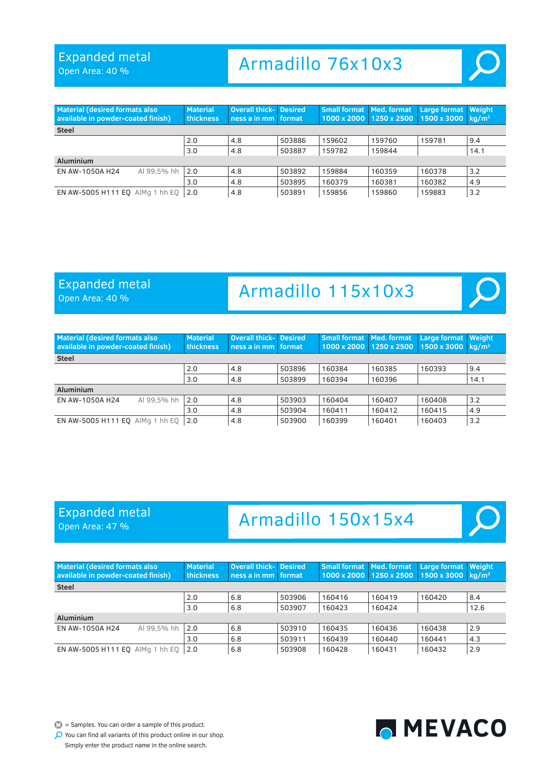## Expanded metal

Open Area: 40 %

# Armadillo 76x10x3

| Material (desired formats also available in powder-coated finish) | | Material thickness | Overall thickness a in mm | Desired format | Small format 1000 x 2000 | Med. format 1250 x 2500 | Large format 1500 x 3000 | Weight kg/m² |
|---|---|---|---|---|---|---|---|---|
| **Steel** | | | | | | | | |
| | | 2.0 | 4.8 | 503886 | 159602 | 159760 | 159781 | 9.4 |
| | | 3.0 | 4.8 | 503887 | 159782 | 159844 | | 14.1 |
| **Aluminium** | | | | | | | | |
| EN AW-1050A H24 | Al 99,5% hh | 2.0 | 4.8 | 503892 | 159884 | 160359 | 160378 | 3.2 |
| | | 3.0 | 4.8 | 503895 | 160379 | 160381 | 160382 | 4.9 |
| EN AW-5005 H111 EQ | AlMg 1 hh EQ | 2.0 | 4.8 | 503891 | 159856 | 159860 | 159883 | 3.2 |

## Expanded metal

Open Area: 40 %

# Armadillo 115x10x3

| Material (desired formats also available in powder-coated finish) | | Material thickness | Overall thickness a in mm | Desired format | Small format 1000 x 2000 | Med. format 1250 x 2500 | Large format 1500 x 3000 | Weight kg/m² |
|---|---|---|---|---|---|---|---|---|
| **Steel** | | | | | | | | |
| | | 2.0 | 4.8 | 503896 | 160384 | 160385 | 160393 | 9.4 |
| | | 3.0 | 4.8 | 503899 | 160394 | 160396 | | 14.1 |
| **Aluminium** | | | | | | | | |
| EN AW-1050A H24 | Al 99,5% hh | 2.0 | 4.8 | 503903 | 160404 | 160407 | 160408 | 3.2 |
| | | 3.0 | 4.8 | 503904 | 160411 | 160412 | 160415 | 4.9 |
| EN AW-5005 H111 EQ | AlMg 1 hh EQ | 2.0 | 4.8 | 503900 | 160399 | 160401 | 160403 | 3.2 |

## Expanded metal

Open Area: 47 %

# Armadillo 150x15x4

| Material (desired formats also available in powder-coated finish) | | Material thickness | Overall thickness a in mm | Desired format | Small format 1000 x 2000 | Med. format 1250 x 2500 | Large format 1500 x 3000 | Weight kg/m² |
|---|---|---|---|---|---|---|---|---|
| **Steel** | | | | | | | | |
| | | 2.0 | 6.8 | 503906 | 160416 | 160419 | 160420 | 8.4 |
| | | 3.0 | 6.8 | 503907 | 160423 | 160424 | | 12.6 |
| **Aluminium** | | | | | | | | |
| EN AW-1050A H24 | Al 99,5% hh | 2.0 | 6.8 | 503910 | 160435 | 160436 | 160438 | 2.9 |
| | | 3.0 | 6.8 | 503911 | 160439 | 160440 | 160441 | 4.3 |
| EN AW-5005 H111 EQ | AlMg 1 hh EQ | 2.0 | 6.8 | 503908 | 160428 | 160431 | 160432 | 2.9 |

M = Samples. You can order a sample of this product.

You can find all variants of this product online in our shop. Simply enter the product name in the online search.

MEVACO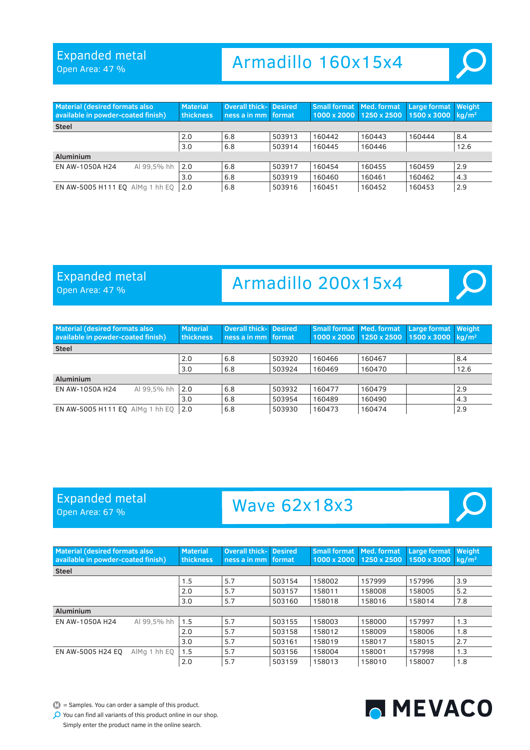## Expanded metal

Open Area: 47 %

# Armadillo 160x15x4

| Material (desired formats also available in powder-coated finish) | | Material thickness | Overall thickness a in mm | Desired format | Small format 1000 x 2000 | Med. format 1250 x 2500 | Large format 1500 x 3000 | Weight kg/m² |
|---|---|---|---|---|---|---|---|---|
| **Steel** | | | | | | | | |
| | | 2.0 | 6.8 | 503913 | 160442 | 160443 | 160444 | 8.4 |
| | | 3.0 | 6.8 | 503914 | 160445 | 160446 | | 12.6 |
| **Aluminium** | | | | | | | | |
| EN AW-1050A H24 | Al 99,5% hh | 2.0 | 6.8 | 503917 | 160454 | 160455 | 160459 | 2.9 |
| | | 3.0 | 6.8 | 503919 | 160460 | 160461 | 160462 | 4.3 |
| EN AW-5005 H111 EQ | AlMg 1 hh EQ | 2.0 | 6.8 | 503916 | 160451 | 160452 | 160453 | 2.9 |

## Expanded metal

Open Area: 47 %

# Armadillo 200x15x4

| Material (desired formats also available in powder-coated finish) | | Material thickness | Overall thickness a in mm | Desired format | Small format 1000 x 2000 | Med. format 1250 x 2500 | Large format 1500 x 3000 | Weight kg/m² |
|---|---|---|---|---|---|---|---|---|
| **Steel** | | | | | | | | |
| | | 2.0 | 6.8 | 503920 | 160466 | 160467 | | 8.4 |
| | | 3.0 | 6.8 | 503924 | 160469 | 160470 | | 12.6 |
| **Aluminium** | | | | | | | | |
| EN AW-1050A H24 | Al 99,5% hh | 2.0 | 6.8 | 503932 | 160477 | 160479 | | 2.9 |
| | | 3.0 | 6.8 | 503954 | 160489 | 160490 | | 4.3 |
| EN AW-5005 H111 EQ | AlMg 1 hh EQ | 2.0 | 6.8 | 503930 | 160473 | 160474 | | 2.9 |

## Expanded metal

Open Area: 67 %

# Wave 62x18x3

| Material (desired formats also available in powder-coated finish) | | Material thickness | Overall thickness a in mm | Desired format | Small format 1000 x 2000 | Med. format 1250 x 2500 | Large format 1500 x 3000 | Weight kg/m² |
|---|---|---|---|---|---|---|---|---|
| **Steel** | | | | | | | | |
| | | 1.5 | 5.7 | 503154 | 158002 | 157999 | 157996 | 3.9 |
| | | 2.0 | 5.7 | 503157 | 158011 | 158008 | 158005 | 5.2 |
| | | 3.0 | 5.7 | 503160 | 158018 | 158016 | 158014 | 7.8 |
| **Aluminium** | | | | | | | | |
| EN AW-1050A H24 | Al 99,5% hh | 1.5 | 5.7 | 503155 | 158003 | 158000 | 157997 | 1.3 |
| | | 2.0 | 5.7 | 503158 | 158012 | 158009 | 158006 | 1.8 |
| | | 3.0 | 5.7 | 503161 | 158019 | 158017 | 158015 | 2.7 |
| EN AW-5005 H24 EQ | AlMg 1 hh EQ | 1.5 | 5.7 | 503156 | 158004 | 158001 | 157998 | 1.3 |
| | | 2.0 | 5.7 | 503159 | 158013 | 158010 | 158007 | 1.8 |

M = Samples. You can order a sample of this product.

You can find all variants of this product online in our shop. Simply enter the product name in the online search.

MEVACO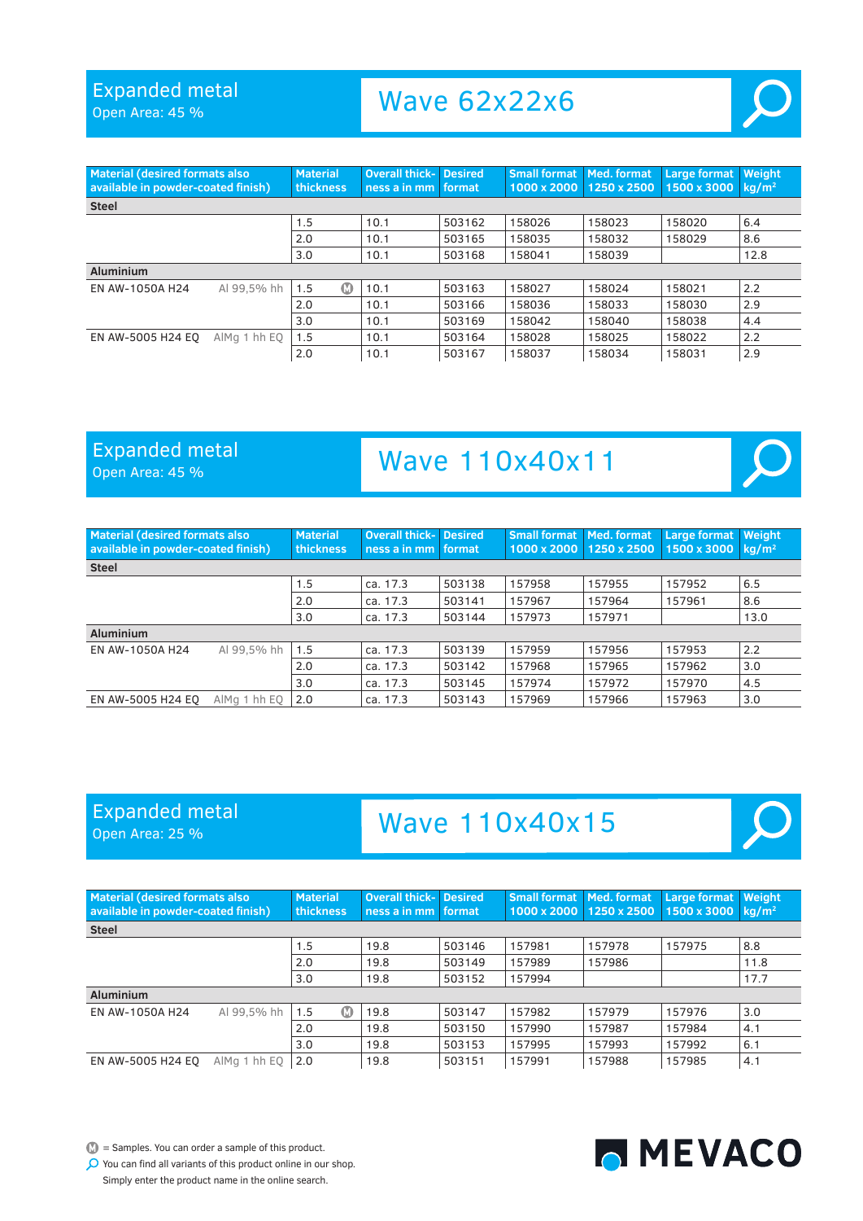# Expanded metal

Open Area: 45 %

## Wave 62x22x6

| Material (desired formats also available in powder-coated finish) | | Material thickness | Overall thickness a in mm | Desired format | Small format 1000 x 2000 | Med. format 1250 x 2500 | Large format 1500 x 3000 | Weight kg/m² |
|---|---|---|---|---|---|---|---|---|
| **Steel** | | | | | | | | |
| | | 1.5 | 10.1 | 503162 | 158026 | 158023 | 158020 | 6.4 |
| | | 2.0 | 10.1 | 503165 | 158035 | 158032 | 158029 | 8.6 |
| | | 3.0 | 10.1 | 503168 | 158041 | 158039 | | 12.8 |
| **Aluminium** | | | | | | | | |
| EN AW-1050A H24 | Al 99,5% hh | 1.5 Ⓜ | 10.1 | 503163 | 158027 | 158024 | 158021 | 2.2 |
| | | 2.0 | 10.1 | 503166 | 158036 | 158033 | 158030 | 2.9 |
| | | 3.0 | 10.1 | 503169 | 158042 | 158040 | 158038 | 4.4 |
| EN AW-5005 H24 EQ | AlMg 1 hh EQ | 1.5 | 10.1 | 503164 | 158028 | 158025 | 158022 | 2.2 |
| | | 2.0 | 10.1 | 503167 | 158037 | 158034 | 158031 | 2.9 |

# Expanded metal

Open Area: 45 %

## Wave 110x40x11

| Material (desired formats also available in powder-coated finish) | | Material thickness | Overall thickness a in mm | Desired format | Small format 1000 x 2000 | Med. format 1250 x 2500 | Large format 1500 x 3000 | Weight kg/m² |
|---|---|---|---|---|---|---|---|---|
| **Steel** | | | | | | | | |
| | | 1.5 | ca. 17.3 | 503138 | 157958 | 157955 | 157952 | 6.5 |
| | | 2.0 | ca. 17.3 | 503141 | 157967 | 157964 | 157961 | 8.6 |
| | | 3.0 | ca. 17.3 | 503144 | 157973 | 157971 | | 13.0 |
| **Aluminium** | | | | | | | | |
| EN AW-1050A H24 | Al 99,5% hh | 1.5 | ca. 17.3 | 503139 | 157959 | 157956 | 157953 | 2.2 |
| | | 2.0 | ca. 17.3 | 503142 | 157968 | 157965 | 157962 | 3.0 |
| | | 3.0 | ca. 17.3 | 503145 | 157974 | 157972 | 157970 | 4.5 |
| EN AW-5005 H24 EQ | AlMg 1 hh EQ | 2.0 | ca. 17.3 | 503143 | 157969 | 157966 | 157963 | 3.0 |

# Expanded metal

Open Area: 25 %

## Wave 110x40x15

| Material (desired formats also available in powder-coated finish) | | Material thickness | Overall thickness a in mm | Desired format | Small format 1000 x 2000 | Med. format 1250 x 2500 | Large format 1500 x 3000 | Weight kg/m² |
|---|---|---|---|---|---|---|---|---|
| **Steel** | | | | | | | | |
| | | 1.5 | 19.8 | 503146 | 157981 | 157978 | 157975 | 8.8 |
| | | 2.0 | 19.8 | 503149 | 157989 | 157986 | | 11.8 |
| | | 3.0 | 19.8 | 503152 | 157994 | | | 17.7 |
| **Aluminium** | | | | | | | | |
| EN AW-1050A H24 | Al 99,5% hh | 1.5 Ⓜ | 19.8 | 503147 | 157982 | 157979 | 157976 | 3.0 |
| | | 2.0 | 19.8 | 503150 | 157990 | 157987 | 157984 | 4.1 |
| | | 3.0 | 19.8 | 503153 | 157995 | 157993 | 157992 | 6.1 |
| EN AW-5005 H24 EQ | AlMg 1 hh EQ | 2.0 | 19.8 | 503151 | 157991 | 157988 | 157985 | 4.1 |

Ⓜ = Samples. You can order a sample of this product.

You can find all variants of this product online in our shop. Simply enter the product name in the online search.

MEVACO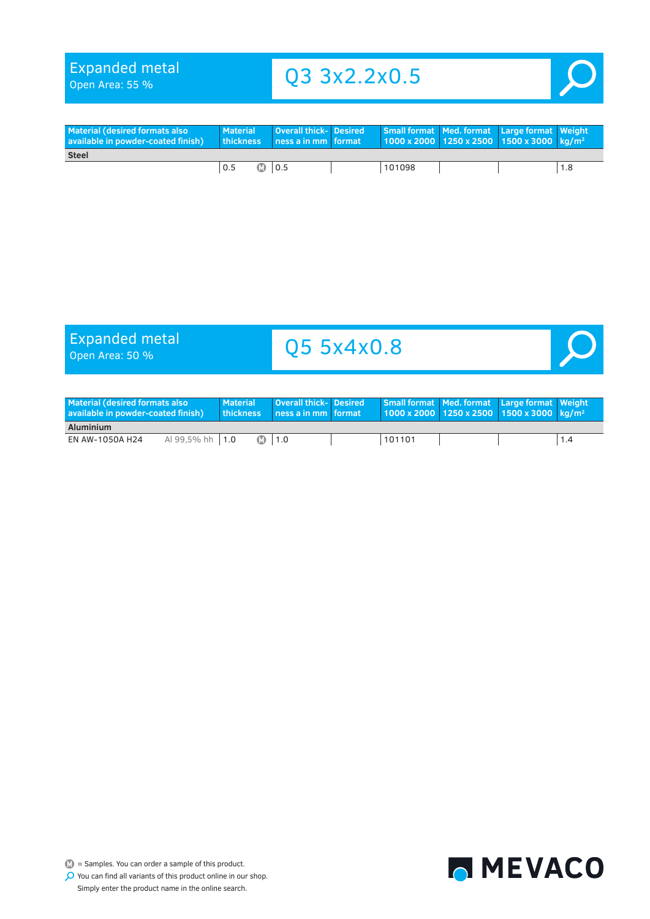# Expanded metal

Open Area: 55 %

## Q3 3x2.2x0.5

| Material (desired formats also available in powder-coated finish) | | Material thickness | | Overall thickness a in mm | Desired format | Small format 1000 x 2000 | Med. format 1250 x 2500 | Large format 1500 x 3000 | Weight kg/m² |
|---|---|---|---|---|---|---|---|---|---|
| **Steel** | | | | | | | | | |
| | | 0.5 | M | 0.5 | | 101098 | | | 1.8 |

# Expanded metal

Open Area: 50 %

## Q5 5x4x0.8

| Material (desired formats also available in powder-coated finish) | | Material thickness | | Overall thickness a in mm | Desired format | Small format 1000 x 2000 | Med. format 1250 x 2500 | Large format 1500 x 3000 | Weight kg/m² |
|---|---|---|---|---|---|---|---|---|---|
| **Aluminium** | | | | | | | | | |
| EN AW-1050A H24 | Al 99,5% hh | 1.0 | M | 1.0 | | 101101 | | | 1.4 |

M = Samples. You can order a sample of this product.

You can find all variants of this product online in our shop. Simply enter the product name in the online search.

MEVACO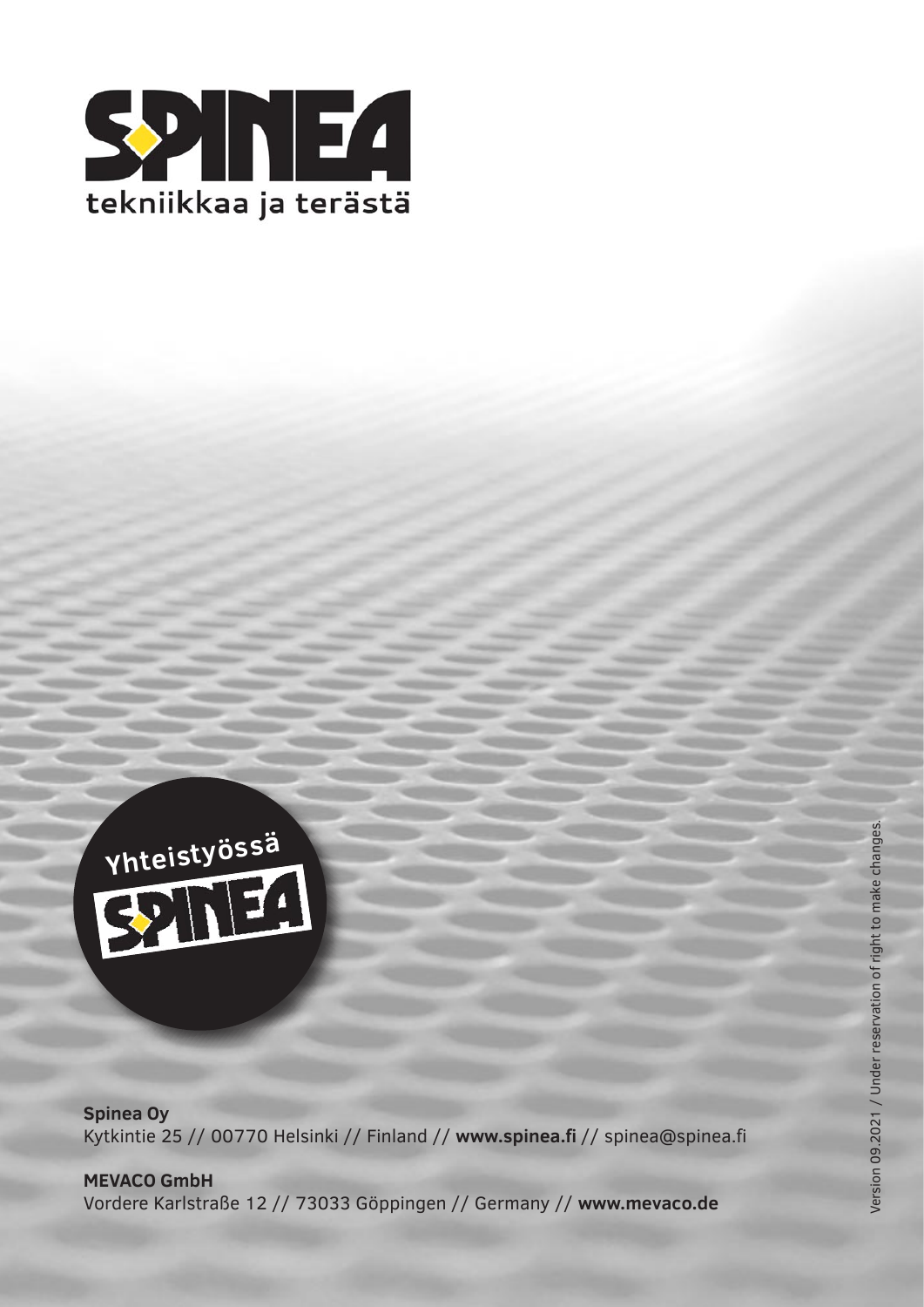SPINEA

tekniikkaa ja terästä

Yhteistyössä

SPINEA

**Spinea Oy**
Kytkintie 25 // 00770 Helsinki // Finland // **www.spinea.fi** // spinea@spinea.fi

**MEVACO GmbH**
Vordere Karlstraße 12 // 73033 Göppingen // Germany // **www.mevaco.de**

Version 09.2021 / Under reservation of right to make changes.